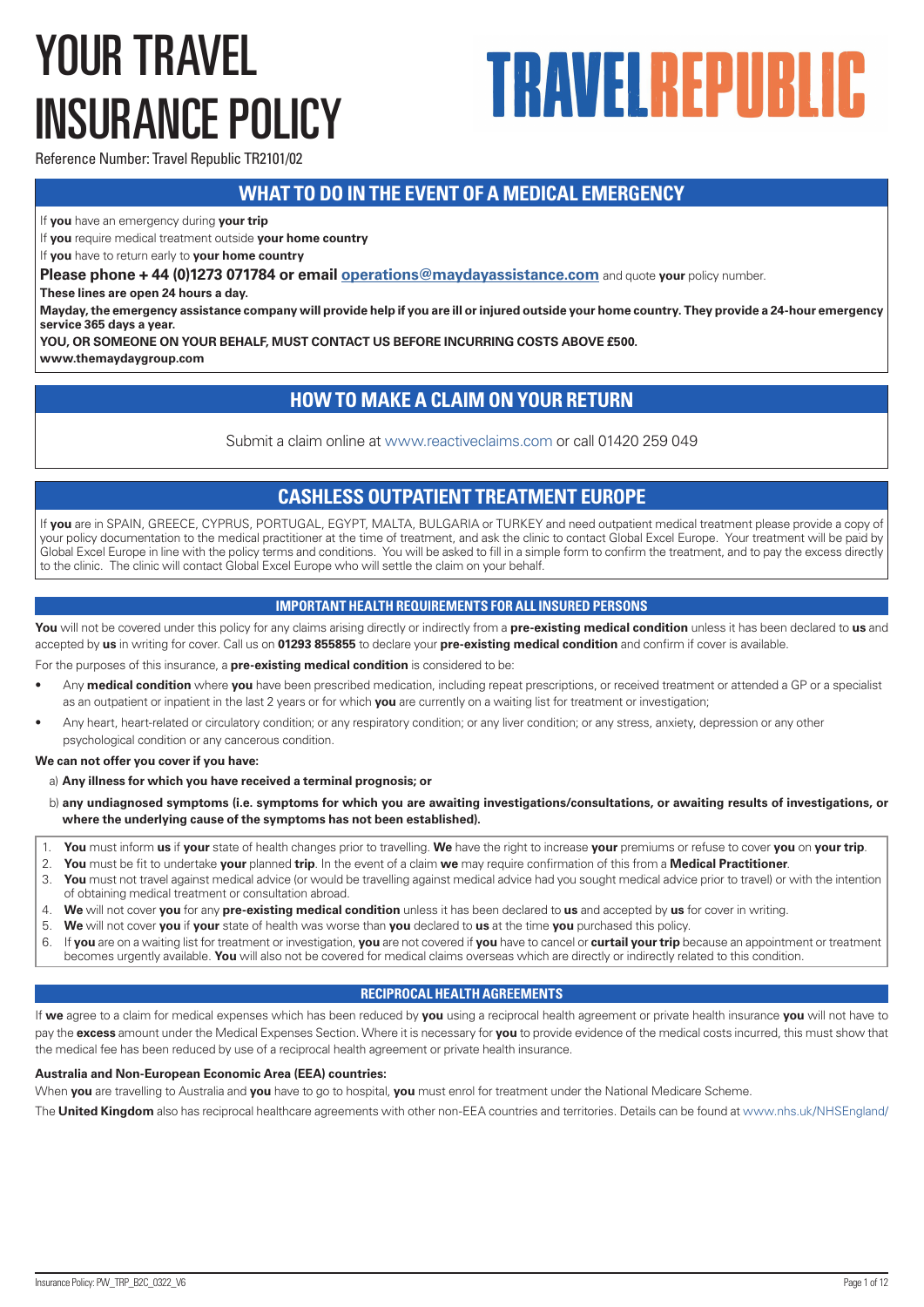# YOUR TRAVEL INSURANCE POLICY

**TRAVELREPUBLIC**

Reference Number: Travel Republic TR2101/02

## WHAT TO DO IN THE EVENT OF A MEDICAL EMERGENCY

If **you** have an emergency during **your trip**

If **you** require medical treatment outside **your home country**

If **you** have to return early to **your home country**

**Please phone + 44 (0)1273 071784 or email operations@maydayassistance.com** and quote **your** policy number.

**These lines are open 24 hours a day.**

**Mayday, the emergency assistance company will provide help if you are ill or injured outside your home country. They provide a 24-hour emergency service 365 days a year.**

**YOU, OR SOMEONE ON YOUR BEHALF, MUST CONTACT US BEFORE INCURRING COSTS ABOVE £500.**

**www.themaydaygroup.com**

## HOW TO MAKE A CLAIM ON YOUR RETURN

Submit a claim online at www.reactiveclaims.com or call 01420 259 049

## CASHLESS OUTPATIENT TREATMENT EUROPE

If **you** are in SPAIN, GREECE, CYPRUS, PORTUGAL, EGYPT, MALTA, BULGARIA or TURKEY and need outpatient medical treatment please provide a copy of your policy documentation to the medical practitioner at the time of treatment, and ask the clinic to contact Global Excel Europe. Your treatment will be paid by Global Excel Europe in line with the policy terms and conditions. You will be asked to fill in a simple form to confirm the treatment, and to pay the excess directly to the clinic. The clinic will contact Global Excel Europe who will settle the claim on your behalf.

### IMPORTANT HEALTH REQUIREMENTS FOR ALL INSURED PERSONS

**You** will not be covered under this policy for any claims arising directly or indirectly from a **pre-existing medical condition** unless it has been declared to **us** and accepted by **us** in writing for cover. Call us on **01293 855855** to declare your **pre-existing medical condition** and confirm if cover is available.

For the purposes of this insurance, a **pre-existing medical condition** is considered to be:

- Any **medical condition** where **you** have been prescribed medication, including repeat prescriptions, or received treatment or attended a GP or a specialist as an outpatient or inpatient in the last 2 years or for which **you** are currently on a waiting list for treatment or investigation;
- Any heart, heart-related or circulatory condition; or any respiratory condition; or any liver condition; or any stress, anxiety, depression or any other psychological condition or any cancerous condition.

**We can not offer you cover if you have:**

a) **Any illness for which you have received a terminal prognosis; or**

b) **any undiagnosed symptoms (i.e. symptoms for which you are awaiting investigations/consultations, or awaiting results of investigations, or where the underlying cause of the symptoms has not been established).**

1. **You** must inform **us** if **your** state of health changes prior to travelling. **We** have the right to increase **your** premiums or refuse to cover **you** on **your trip**.
2. **You** must be fit to undertake **your** planned **trip**. In the event of a claim **we** may require confirmation of this from a **Medical Practitioner**.
3. **You** must not travel against medical advice (or would be travelling against medical advice had you sought medical advice prior to travel) or with the intention of obtaining medical treatment or consultation abroad.
4. **We** will not cover **you** for any **pre-existing medical condition** unless it has been declared to **us** and accepted by **us** for cover in writing.
5. **We** will not cover **you** if **your** state of health was worse than **you** declared to **us** at the time **you** purchased this policy.
6. If **you** are on a waiting list for treatment or investigation, **you** are not covered if **you** have to cancel or **curtail your trip** because an appointment or treatment becomes urgently available. **You** will also not be covered for medical claims overseas which are directly or indirectly related to this condition.

### RECIPROCAL HEALTH AGREEMENTS

If **we** agree to a claim for medical expenses which has been reduced by **you** using a reciprocal health agreement or private health insurance **you** will not have to pay the **excess** amount under the Medical Expenses Section. Where it is necessary for **you** to provide evidence of the medical costs incurred, this must show that the medical fee has been reduced by use of a reciprocal health agreement or private health insurance.

**Australia and Non-European Economic Area (EEA) countries:**

When **you** are travelling to Australia and **you** have to go to hospital, **you** must enrol for treatment under the National Medicare Scheme.

The **United Kingdom** also has reciprocal healthcare agreements with other non-EEA countries and territories. Details can be found at www.nhs.uk/NHSEngland/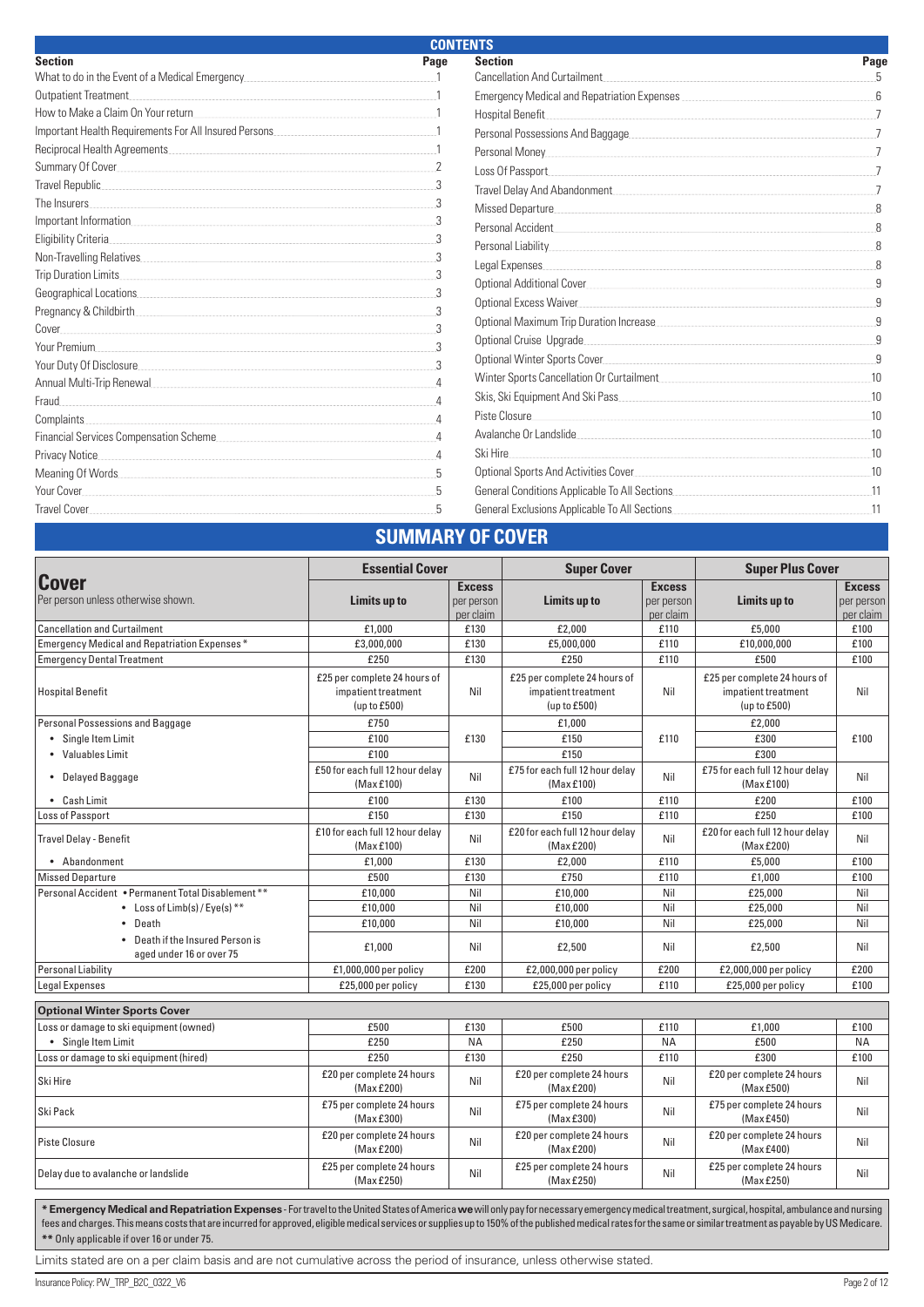## CONTENTS

| Section | Page | Section | Page |
|---|---|---|---|
| What to do in the Event of a Medical Emergency | 1 | Cancellation And Curtailment | 5 |
| Outpatient Treatment | 1 | Emergency Medical and Repatriation Expenses | 6 |
| How to Make a Claim On Your return | 1 | Hospital Benefit | 7 |
| Important Health Requirements For All Insured Persons | 1 | Personal Possessions And Baggage | 7 |
| Reciprocal Health Agreements | 1 | Personal Money | 7 |
| Summary Of Cover | 2 | Loss Of Passport | 7 |
| Travel Republic | 3 | Travel Delay And Abandonment | 7 |
| The Insurers | 3 | Missed Departure | 8 |
| Important Information | 3 | Personal Accident | 8 |
| Eligibility Criteria | 3 | Personal Liability | 8 |
| Non-Travelling Relatives | 3 | Legal Expenses | 8 |
| Trip Duration Limits | 3 | Optional Additional Cover | 9 |
| Geographical Locations | 3 | Optional Excess Waiver | 9 |
| Pregnancy & Childbirth | 3 | Optional Maximum Trip Duration Increase | 9 |
| Cover | 3 | Optional Cruise Upgrade | 9 |
| Your Premium | 3 | Optional Winter Sports Cover | 9 |
| Your Duty Of Disclosure | 3 | Winter Sports Cancellation Or Curtailment | 10 |
| Annual Multi-Trip Renewal | 4 | Skis, Ski Equipment And Ski Pass | 10 |
| Fraud | 4 | Piste Closure | 10 |
| Complaints | 4 | Avalanche Or Landslide | 10 |
| Financial Services Compensation Scheme | 4 | Ski Hire | 10 |
| Privacy Notice | 4 | Optional Sports And Activities Cover | 10 |
| Meaning Of Words | 5 | General Conditions Applicable To All Sections | 11 |
| Your Cover | 5 | General Exclusions Applicable To All Sections | 11 |
| Travel Cover | 5 | | |

## SUMMARY OF COVER

| **Cover** Per person unless otherwise shown. | **Essential Cover** | | **Super Cover** | | **Super Plus Cover** | |
|---|---|---|---|---|---|---|
| | **Limits up to** | **Excess** per person per claim | **Limits up to** | **Excess** per person per claim | **Limits up to** | **Excess** per person per claim |
| Cancellation and Curtailment | £1,000 | £130 | £2,000 | £110 | £5,000 | £100 |
| Emergency Medical and Repatriation Expenses* | £3,000,000 | £130 | £5,000,000 | £110 | £10,000,000 | £100 |
| Emergency Dental Treatment | £250 | £130 | £250 | £110 | £500 | £100 |
| Hospital Benefit | £25 per complete 24 hours of impatient treatment (up to £500) | Nil | £25 per complete 24 hours of impatient treatment (up to £500) | Nil | £25 per complete 24 hours of impatient treatment (up to £500) | Nil |
| Personal Possessions and Baggage | £750 | £130 | £1,000 | £110 | £2,000 | £100 |
| • Single Item Limit | £100 | | £150 | | £300 | |
| • Valuables Limit | £100 | | £150 | | £300 | |
| • Delayed Baggage | £50 for each full 12 hour delay (Max £100) | Nil | £75 for each full 12 hour delay (Max £100) | Nil | £75 for each full 12 hour delay (Max £100) | Nil |
| • Cash Limit | £100 | £130 | £100 | £110 | £200 | £100 |
| Loss of Passport | £150 | £130 | £150 | £110 | £250 | £100 |
| Travel Delay - Benefit | £10 for each full 12 hour delay (Max £100) | Nil | £20 for each full 12 hour delay (Max £200) | Nil | £20 for each full 12 hour delay (Max £200) | Nil |
| • Abandonment | £1,000 | £130 | £2,000 | £110 | £5,000 | £100 |
| Missed Departure | £500 | £130 | £750 | £110 | £1,000 | £100 |
| Personal Accident • Permanent Total Disablement** | £10,000 | Nil | £10,000 | Nil | £25,000 | Nil |
| • Loss of Limb(s) / Eye(s)** | £10,000 | Nil | £10,000 | Nil | £25,000 | Nil |
| • Death | £10,000 | Nil | £10,000 | Nil | £25,000 | Nil |
| • Death if the Insured Person is aged under 16 or over 75 | £1,000 | Nil | £2,500 | Nil | £2,500 | Nil |
| Personal Liability | £1,000,000 per policy | £200 | £2,000,000 per policy | £200 | £2,000,000 per policy | £200 |
| Legal Expenses | £25,000 per policy | £130 | £25,000 per policy | £110 | £25,000 per policy | £100 |
| **Optional Winter Sports Cover** | | | | | | |
| Loss or damage to ski equipment (owned) | £500 | £130 | £500 | £110 | £1,000 | £100 |
| • Single Item Limit | £250 | NA | £250 | NA | £500 | NA |
| Loss or damage to ski equipment (hired) | £250 | £130 | £250 | £110 | £300 | £100 |
| Ski Hire | £20 per complete 24 hours (Max £200) | Nil | £20 per complete 24 hours (Max £200) | Nil | £20 per complete 24 hours (Max £500) | Nil |
| Ski Pack | £75 per complete 24 hours (Max £300) | Nil | £75 per complete 24 hours (Max £300) | Nil | £75 per complete 24 hours (Max £450) | Nil |
| Piste Closure | £20 per complete 24 hours (Max £200) | Nil | £20 per complete 24 hours (Max £200) | Nil | £20 per complete 24 hours (Max £400) | Nil |
| Delay due to avalanche or landslide | £25 per complete 24 hours (Max £250) | Nil | £25 per complete 24 hours (Max £250) | Nil | £25 per complete 24 hours (Max £250) | Nil |

**\* Emergency Medical and Repatriation Expenses** - For travel to the United States of America **we** will only pay for necessary emergency medical treatment, surgical, hospital, ambulance and nursing fees and charges. This means costs that are incurred for approved, eligible medical services or supplies up to 150% of the published medical rates for the same or similar treatment as payable by US Medicare.
**\*\*** Only applicable if over 16 or under 75.

Limits stated are on a per claim basis and are not cumulative across the period of insurance, unless otherwise stated.

Insurance Policy: PW_TRP_B2C_0322_V6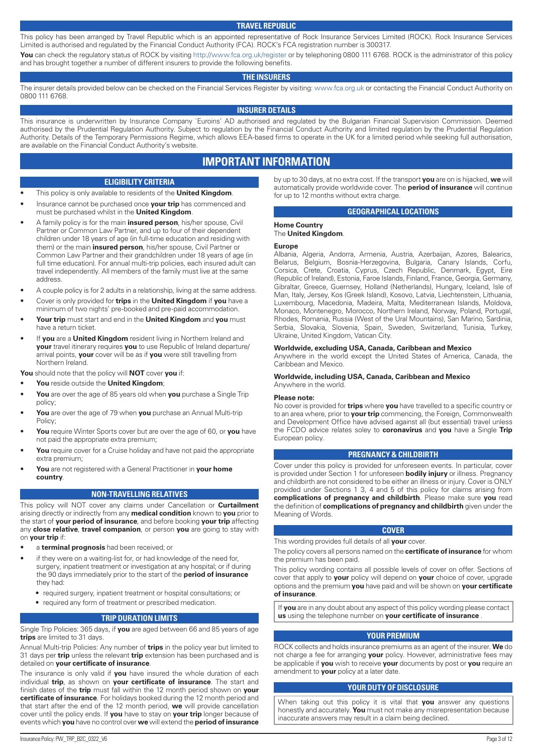## TRAVEL REPUBLIC

This policy has been arranged by Travel Republic which is an appointed representative of Rock Insurance Services Limited (ROCK). Rock Insurance Services Limited is authorised and regulated by the Financial Conduct Authority (FCA). ROCK's FCA registration number is 300317.

**You** can check the regulatory status of ROCK by visiting http://www.fca.org.uk/register or by telephoning 0800 111 6768. ROCK is the administrator of this policy and has brought together a number of different insurers to provide the following benefits.

## THE INSURERS

The insurer details provided below can be checked on the Financial Services Register by visiting: www.fca.org.uk or contacting the Financial Conduct Authority on 0800 111 6768.

## INSURER DETAILS

This insurance is underwritten by Insurance Company `Euroins' AD authorised and regulated by the Bulgarian Financial Supervision Commission. Deemed authorised by the Prudential Regulation Authority. Subject to regulation by the Financial Conduct Authority and limited regulation by the Prudential Regulation Authority. Details of the Temporary Permissions Regime, which allows EEA-based firms to operate in the UK for a limited period while seeking full authorisation, are available on the Financial Conduct Authority's website.

# IMPORTANT INFORMATION

## ELIGIBILITY CRITERIA

- This policy is only available to residents of the **United Kingdom**.
- Insurance cannot be purchased once **your trip** has commenced and must be purchased whilst in the **United Kingdom**.
- A family policy is for the main **insured person**, his/her spouse, Civil Partner or Common Law Partner, and up to four of their dependent children under 18 years of age (in full-time education and residing with them) or the main **insured person**, his/her spouse, Civil Partner or Common Law Partner and their grandchildren under 18 years of age (in full time education). For annual multi-trip policies, each insured adult can travel independently. All members of the family must live at the same address.
- A couple policy is for 2 adults in a relationship, living at the same address.
- Cover is only provided for **trips** in the **United Kingdom** if **you** have a minimum of two nights' pre-booked and pre-paid accommodation.
- **Your trip** must start and end in the **United Kingdom** and **you** must have a return ticket.
- If **you** are a **United Kingdom** resident living in Northern Ireland and **your** travel itinerary requires **you** to use Republic of Ireland departure/ arrival points, **your** cover will be as if **you** were still travelling from Northern Ireland.

**You** should note that the policy will **NOT** cover **you** if:

- **You** reside outside the **United Kingdom**;
- **You** are over the age of 85 years old when **you** purchase a Single Trip policy;
- **You** are over the age of 79 when **you** purchase an Annual Multi-trip Policy;
- **You** require Winter Sports cover but are over the age of 60, or **you** have not paid the appropriate extra premium;
- **You** require cover for a Cruise holiday and have not paid the appropriate extra premium;
- **You** are not registered with a General Practitioner in **your home country**.

## NON-TRAVELLING RELATIVES

This policy will NOT cover any claims under Cancellation or **Curtailment** arising directly or indirectly from any **medical condition** known to **you** prior to the start of **your period of insurance**, and before booking **your trip** affecting any **close relative**, **travel companion**, or person **you** are going to stay with on **your trip** if:

- a **terminal prognosis** had been received; or
- if they were on a waiting-list for, or had knowledge of the need for, surgery, inpatient treatment or investigation at any hospital; or if during the 90 days immediately prior to the start of the **period of insurance** they had:
  - required surgery, inpatient treatment or hospital consultations; or
  - required any form of treatment or prescribed medication.

## TRIP DURATION LIMITS

Single Trip Policies: 365 days, if **you** are aged between 66 and 85 years of age **trips** are limited to 31 days.

Annual Multi-trip Policies: Any number of **trips** in the policy year but limited to 31 days per **trip** unless the relevant **trip** extension has been purchased and is detailed on **your certificate of insurance**.

The insurance is only valid if **you** have insured the whole duration of each individual **trip**, as shown on **your certificate of insurance**. The start and finish dates of the **trip** must fall within the 12 month period shown on **your certificate of insurance**. For holidays booked during the 12 month period and that start after the end of the 12 month period, **we** will provide cancellation cover until the policy ends. If **you** have to stay on **your trip** longer because of events which **you** have no control over **we** will extend the **period of insurance** by up to 30 days, at no extra cost. If the transport **you** are on is hijacked, **we** will automatically provide worldwide cover. The **period of insurance** will continue for up to 12 months without extra charge.

## GEOGRAPHICAL LOCATIONS

**Home Country**
The **United Kingdom**.

**Europe**
Albania, Algeria, Andorra, Armenia, Austria, Azerbaijan, Azores, Balearics, Belarus, Belgium, Bosnia-Herzegovina, Bulgaria, Canary Islands, Corfu, Corsica, Crete, Croatia, Cyprus, Czech Republic, Denmark, Egypt, Eire (Republic of Ireland), Estonia, Faroe Islands, Finland, France, Georgia, Germany, Gibraltar, Greece, Guernsey, Holland (Netherlands), Hungary, Iceland, Isle of Man, Italy, Jersey, Kos (Greek Island), Kosovo, Latvia, Liechtenstein, Lithuania, Luxembourg, Macedonia, Madeira, Malta, Mediterranean Islands, Moldova, Monaco, Montenegro, Morocco, Northern Ireland, Norway, Poland, Portugal, Rhodes, Romania, Russia (West of the Ural Mountains), San Marino, Sardinia, Serbia, Slovakia, Slovenia, Spain, Sweden, Switzerland, Tunisia, Turkey, Ukraine, United Kingdom, Vatican City.

**Worldwide, excluding USA, Canada, Caribbean and Mexico**
Anywhere in the world except the United States of America, Canada, the Caribbean and Mexico.

**Worldwide, including USA, Canada, Caribbean and Mexico**
Anywhere in the world.

**Please note:**
No cover is provided for **trips** where **you** have travelled to a specific country or to an area where, prior to **your trip** commencing, the Foreign, Commonwealth and Development Office have advised against all (but essential) travel unless the FCDO advice relates soley to **coronavirus** and **you** have a Single **Trip** European policy.

## PREGNANCY & CHILDBIRTH

Cover under this policy is provided for unforeseen events. In particular, cover is provided under Section 1 for unforeseen **bodily injury** or illness. Pregnancy and childbirth are not considered to be either an illness or injury. Cover is ONLY provided under Sections 1 3, 4 and 5 of this policy for claims arising from **complications of pregnancy and childbirth**. Please make sure **you** read the definition of **complications of pregnancy and childbirth** given under the Meaning of Words.

## COVER

This wording provides full details of all **your** cover.

The policy covers all persons named on the **certificate of insurance** for whom the premium has been paid.

This policy wording contains all possible levels of cover on offer. Sections of cover that apply to **your** policy will depend on **your** choice of cover, upgrade options and the premium **you** have paid and will be shown on **your certificate of insurance**.

If **you** are in any doubt about any aspect of this policy wording please contact **us** using the telephone number on **your certificate of insurance** .

## YOUR PREMIUM

ROCK collects and holds insurance premiums as an agent of the insurer. **We** do not charge a fee for arranging **your** policy. However, administrative fees may be applicable if **you** wish to receive **your** documents by post or **you** require an amendment to **your** policy at a later date.

## YOUR DUTY OF DISCLOSURE

When taking out this policy it is vital that **you** answer any questions honestly and accurately. **You** must not make any misrepresentation because inaccurate answers may result in a claim being declined.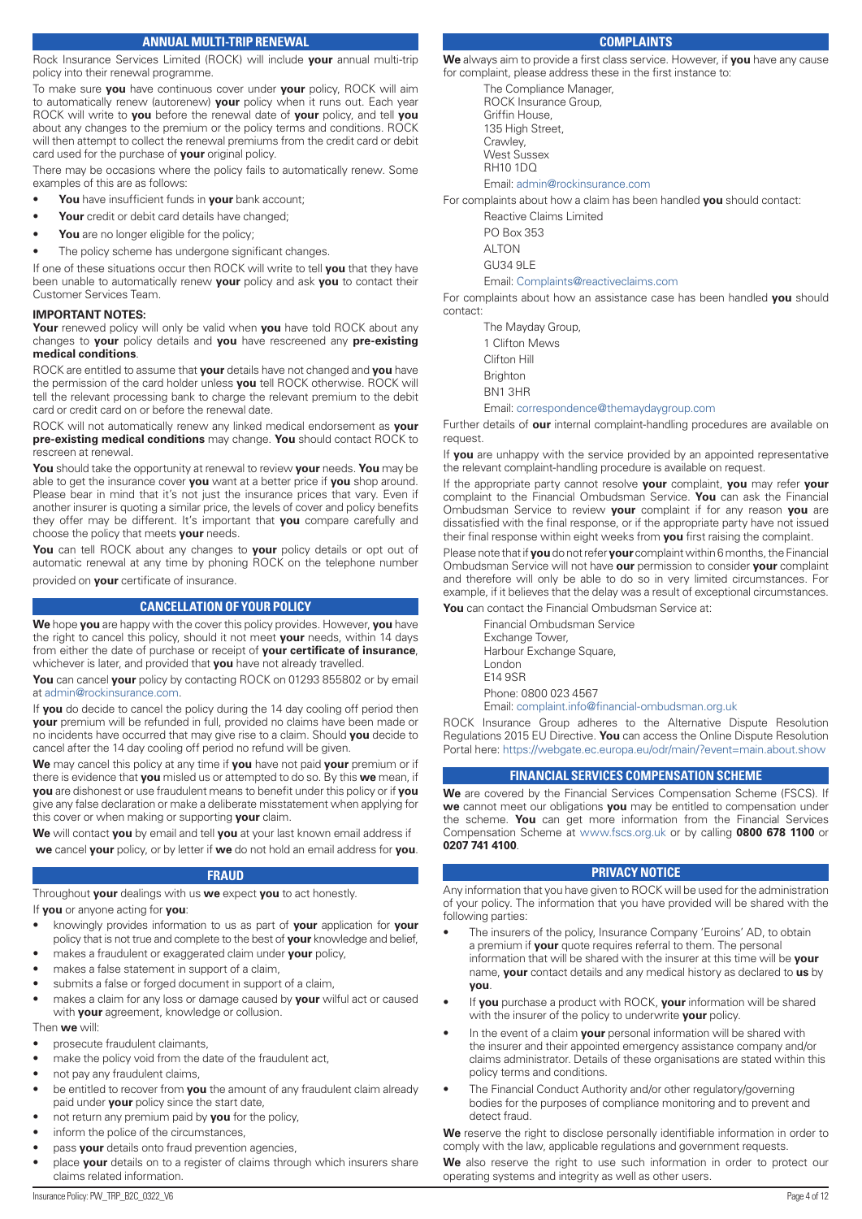## ANNUAL MULTI-TRIP RENEWAL

Rock Insurance Services Limited (ROCK) will include **your** annual multi-trip policy into their renewal programme.

To make sure **you** have continuous cover under **your** policy, ROCK will aim to automatically renew (autorenew) **your** policy when it runs out. Each year ROCK will write to **you** before the renewal date of **your** policy, and tell **you** about any changes to the premium or the policy terms and conditions. ROCK will then attempt to collect the renewal premiums from the credit card or debit card used for the purchase of **your** original policy.

There may be occasions where the policy fails to automatically renew. Some examples of this are as follows:

- **You** have insufficient funds in **your** bank account;
- **Your** credit or debit card details have changed;
- **You** are no longer eligible for the policy;
- The policy scheme has undergone significant changes.

If one of these situations occur then ROCK will write to tell **you** that they have been unable to automatically renew **your** policy and ask **you** to contact their Customer Services Team.

**IMPORTANT NOTES:**

**Your** renewed policy will only be valid when **you** have told ROCK about any changes to **your** policy details and **you** have rescreened any **pre-existing medical conditions**.

ROCK are entitled to assume that **your** details have not changed and **you** have the permission of the card holder unless **you** tell ROCK otherwise. ROCK will tell the relevant processing bank to charge the relevant premium to the debit card or credit card on or before the renewal date.

ROCK will not automatically renew any linked medical endorsement as **your pre-existing medical conditions** may change. **You** should contact ROCK to rescreen at renewal.

**You** should take the opportunity at renewal to review **your** needs. **You** may be able to get the insurance cover **you** want at a better price if **you** shop around. Please bear in mind that it's not just the insurance prices that vary. Even if another insurer is quoting a similar price, the levels of cover and policy benefits they offer may be different. It's important that **you** compare carefully and choose the policy that meets **your** needs.

**You** can tell ROCK about any changes to **your** policy details or opt out of automatic renewal at any time by phoning ROCK on the telephone number provided on **your** certificate of insurance.

## CANCELLATION OF YOUR POLICY

**We** hope **you** are happy with the cover this policy provides. However, **you** have the right to cancel this policy, should it not meet **your** needs, within 14 days from either the date of purchase or receipt of **your certificate of insurance**, whichever is later, and provided that **you** have not already travelled.

**You** can cancel **your** policy by contacting ROCK on 01293 855802 or by email at admin@rockinsurance.com.

If **you** do decide to cancel the policy during the 14 day cooling off period then **your** premium will be refunded in full, provided no claims have been made or no incidents have occurred that may give rise to a claim. Should **you** decide to cancel after the 14 day cooling off period no refund will be given.

**We** may cancel this policy at any time if **you** have not paid **your** premium or if there is evidence that **you** misled us or attempted to do so. By this **we** mean, if **you** are dishonest or use fraudulent means to benefit under this policy or if **you** give any false declaration or make a deliberate misstatement when applying for this cover or when making or supporting **your** claim.

**We** will contact **you** by email and tell **you** at your last known email address if **we** cancel **your** policy, or by letter if **we** do not hold an email address for **you**.

## FRAUD

Throughout **your** dealings with us **we** expect **you** to act honestly.

If **you** or anyone acting for **you**:

- knowingly provides information to us as part of **your** application for **your** policy that is not true and complete to the best of **your** knowledge and belief,
- makes a fraudulent or exaggerated claim under **your** policy,
- makes a false statement in support of a claim,
- submits a false or forged document in support of a claim,
- makes a claim for any loss or damage caused by **your** wilful act or caused with **your** agreement, knowledge or collusion.

Then **we** will:

- prosecute fraudulent claimants,
- make the policy void from the date of the fraudulent act,
- not pay any fraudulent claims,
- be entitled to recover from **you** the amount of any fraudulent claim already paid under **your** policy since the start date,
- not return any premium paid by **you** for the policy,
- inform the police of the circumstances,
- pass **your** details onto fraud prevention agencies,
- place **your** details on to a register of claims through which insurers share claims related information.

## COMPLAINTS

**We** always aim to provide a first class service. However, if **you** have any cause for complaint, please address these in the first instance to:

The Compliance Manager,
ROCK Insurance Group,
Griffin House,
135 High Street,
Crawley,
West Sussex
RH10 1DQ
Email: admin@rockinsurance.com

For complaints about how a claim has been handled **you** should contact:

Reactive Claims Limited
PO Box 353
ALTON
GU34 9LE
Email: Complaints@reactiveclaims.com

For complaints about how an assistance case has been handled **you** should contact:

The Mayday Group,
1 Clifton Mews
Clifton Hill
Brighton
BN1 3HR
Email: correspondence@themaydaygroup.com

Further details of **our** internal complaint-handling procedures are available on request.

If **you** are unhappy with the service provided by an appointed representative the relevant complaint-handling procedure is available on request.

If the appropriate party cannot resolve **your** complaint, **you** may refer **your** complaint to the Financial Ombudsman Service. **You** can ask the Financial Ombudsman Service to review **your** complaint if for any reason **you** are dissatisfied with the final response, or if the appropriate party have not issued their final response within eight weeks from **you** first raising the complaint.

Please note that if **you** do not refer **your** complaint within 6 months, the Financial Ombudsman Service will not have **our** permission to consider **your** complaint and therefore will only be able to do so in very limited circumstances. For example, if it believes that the delay was a result of exceptional circumstances.

**You** can contact the Financial Ombudsman Service at:

Financial Ombudsman Service
Exchange Tower,
Harbour Exchange Square,
London
E14 9SR
Phone: 0800 023 4567
Email: complaint.info@financial-ombudsman.org.uk

ROCK Insurance Group adheres to the Alternative Dispute Resolution Regulations 2015 EU Directive. **You** can access the Online Dispute Resolution Portal here: https://webgate.ec.europa.eu/odr/main/?event=main.about.show

## FINANCIAL SERVICES COMPENSATION SCHEME

**We** are covered by the Financial Services Compensation Scheme (FSCS). If **we** cannot meet our obligations **you** may be entitled to compensation under the scheme. **You** can get more information from the Financial Services Compensation Scheme at www.fscs.org.uk or by calling **0800 678 1100** or **0207 741 4100**.

## PRIVACY NOTICE

Any information that you have given to ROCK will be used for the administration of your policy. The information that you have provided will be shared with the following parties:

- The insurers of the policy, Insurance Company 'Euroins' AD, to obtain a premium if **your** quote requires referral to them. The personal information that will be shared with the insurer at this time will be **your** name, **your** contact details and any medical history as declared to **us** by **you**.
- If **you** purchase a product with ROCK, **your** information will be shared with the insurer of the policy to underwrite **your** policy.
- In the event of a claim **your** personal information will be shared with the insurer and their appointed emergency assistance company and/or claims administrator. Details of these organisations are stated within this policy terms and conditions.
- The Financial Conduct Authority and/or other regulatory/governing bodies for the purposes of compliance monitoring and to prevent and detect fraud.

**We** reserve the right to disclose personally identifiable information in order to comply with the law, applicable regulations and government requests.

**We** also reserve the right to use such information in order to protect our operating systems and integrity as well as other users.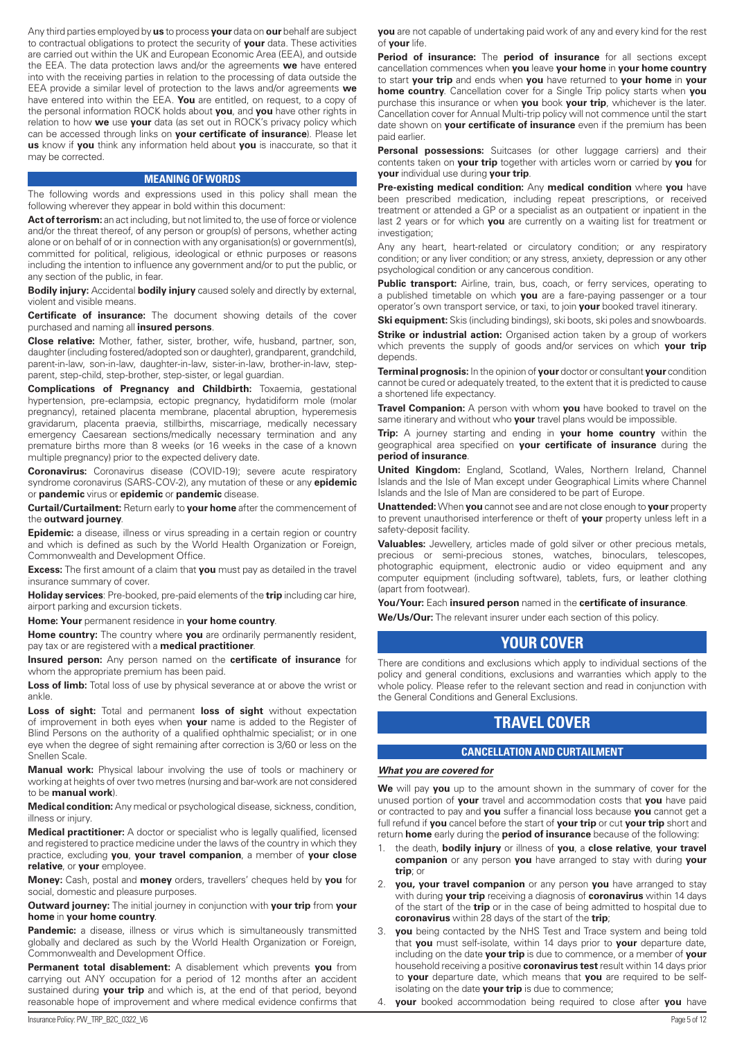Any third parties employed by **us** to process **your** data on **our** behalf are subject to contractual obligations to protect the security of **your** data. These activities are carried out within the UK and European Economic Area (EEA), and outside the EEA. The data protection laws and/or the agreements **we** have entered into with the receiving parties in relation to the processing of data outside the EEA provide a similar level of protection to the laws and/or agreements **we** have entered into within the EEA. **You** are entitled, on request, to a copy of the personal information ROCK holds about **you**, and **you** have other rights in relation to how **we** use **your** data (as set out in ROCK's privacy policy which can be accessed through links on **your certificate of insurance**). Please let **us** know if **you** think any information held about **you** is inaccurate, so that it may be corrected.

## MEANING OF WORDS

The following words and expressions used in this policy shall mean the following wherever they appear in bold within this document:

**Act of terrorism:** an act including, but not limited to, the use of force or violence and/or the threat thereof, of any person or group(s) of persons, whether acting alone or on behalf of or in connection with any organisation(s) or government(s), committed for political, religious, ideological or ethnic purposes or reasons including the intention to influence any government and/or to put the public, or any section of the public, in fear.

**Bodily injury:** Accidental **bodily injury** caused solely and directly by external, violent and visible means.

**Certificate of insurance:** The document showing details of the cover purchased and naming all **insured persons**.

**Close relative:** Mother, father, sister, brother, wife, husband, partner, son, daughter (including fostered/adopted son or daughter), grandparent, grandchild, parent-in-law, son-in-law, daughter-in-law, sister-in-law, brother-in-law, step-parent, step-child, step-brother, step-sister, or legal guardian.

**Complications of Pregnancy and Childbirth:** Toxaemia, gestational hypertension, pre-eclampsia, ectopic pregnancy, hydatidiform mole (molar pregnancy), retained placenta membrane, placental abruption, hyperemesis gravidarum, placenta praevia, stillbirths, miscarriage, medically necessary emergency Caesarean sections/medically necessary termination and any premature births more than 8 weeks (or 16 weeks in the case of a known multiple pregnancy) prior to the expected delivery date.

**Coronavirus:** Coronavirus disease (COVID-19); severe acute respiratory syndrome coronavirus (SARS-COV-2), any mutation of these or any **epidemic** or **pandemic** virus or **epidemic** or **pandemic** disease.

**Curtail/Curtailment:** Return early to **your home** after the commencement of the **outward journey**.

**Epidemic:** a disease, illness or virus spreading in a certain region or country and which is defined as such by the World Health Organization or Foreign, Commonwealth and Development Office.

**Excess:** The first amount of a claim that **you** must pay as detailed in the travel insurance summary of cover.

**Holiday services**: Pre-booked, pre-paid elements of the **trip** including car hire, airport parking and excursion tickets.

**Home: Your** permanent residence in **your home country**.

**Home country:** The country where **you** are ordinarily permanently resident, pay tax or are registered with a **medical practitioner**.

**Insured person:** Any person named on the **certificate of insurance** for whom the appropriate premium has been paid.

**Loss of limb:** Total loss of use by physical severance at or above the wrist or ankle.

**Loss of sight:** Total and permanent **loss of sight** without expectation of improvement in both eyes when **your** name is added to the Register of Blind Persons on the authority of a qualified ophthalmic specialist; or in one eye when the degree of sight remaining after correction is 3/60 or less on the Snellen Scale.

**Manual work:** Physical labour involving the use of tools or machinery or working at heights of over two metres (nursing and bar-work are not considered to be **manual work**).

**Medical condition:** Any medical or psychological disease, sickness, condition, illness or injury.

**Medical practitioner:** A doctor or specialist who is legally qualified, licensed and registered to practice medicine under the laws of the country in which they practice, excluding **you**, **your travel companion**, a member of **your close relative**, or **your** employee.

**Money:** Cash, postal and **money** orders, travellers' cheques held by **you** for social, domestic and pleasure purposes.

**Outward journey:** The initial journey in conjunction with **your trip** from **your home** in **your home country**.

**Pandemic:** a disease, illness or virus which is simultaneously transmitted globally and declared as such by the World Health Organization or Foreign, Commonwealth and Development Office.

**Permanent total disablement:** A disablement which prevents **you** from carrying out ANY occupation for a period of 12 months after an accident sustained during **your trip** and which is, at the end of that period, beyond reasonable hope of improvement and where medical evidence confirms that **you** are not capable of undertaking paid work of any and every kind for the rest of **your** life.

**Period of insurance:** The **period of insurance** for all sections except cancellation commences when **you** leave **your home** in **your home country** to start **your trip** and ends when **you** have returned to **your home** in **your home country**. Cancellation cover for a Single Trip policy starts when **you** purchase this insurance or when **you** book **your trip**, whichever is the later. Cancellation cover for Annual Multi-trip policy will not commence until the start date shown on **your certificate of insurance** even if the premium has been paid earlier.

**Personal possessions:** Suitcases (or other luggage carriers) and their contents taken on **your trip** together with articles worn or carried by **you** for **your** individual use during **your trip**.

**Pre-existing medical condition:** Any **medical condition** where **you** have been prescribed medication, including repeat prescriptions, or received treatment or attended a GP or a specialist as an outpatient or inpatient in the last 2 years or for which **you** are currently on a waiting list for treatment or investigation;

Any any heart, heart-related or circulatory condition; or any respiratory condition; or any liver condition; or any stress, anxiety, depression or any other psychological condition or any cancerous condition.

**Public transport:** Airline, train, bus, coach, or ferry services, operating to a published timetable on which **you** are a fare-paying passenger or a tour operator's own transport service, or taxi, to join **your** booked travel itinerary.

**Ski equipment:** Skis (including bindings), ski boots, ski poles and snowboards.

**Strike or industrial action:** Organised action taken by a group of workers which prevents the supply of goods and/or services on which **your trip** depends.

**Terminal prognosis:** In the opinion of **your** doctor or consultant **your** condition cannot be cured or adequately treated, to the extent that it is predicted to cause a shortened life expectancy.

**Travel Companion:** A person with whom **you** have booked to travel on the same itinerary and without who **your** travel plans would be impossible.

**Trip:** A journey starting and ending in **your home country** within the geographical area specified on **your certificate of insurance** during the **period of insurance**.

**United Kingdom:** England, Scotland, Wales, Northern Ireland, Channel Islands and the Isle of Man except under Geographical Limits where Channel Islands and the Isle of Man are considered to be part of Europe.

**Unattended:** When **you** cannot see and are not close enough to **your** property to prevent unauthorised interference or theft of **your** property unless left in a safety-deposit facility.

**Valuables:** Jewellery, articles made of gold silver or other precious metals, precious or semi-precious stones, watches, binoculars, telescopes, photographic equipment, electronic audio or video equipment and any computer equipment (including software), tablets, furs, or leather clothing (apart from footwear).

**You/Your:** Each **insured person** named in the **certificate of insurance**.

**We/Us/Our:** The relevant insurer under each section of this policy.

# YOUR COVER

There are conditions and exclusions which apply to individual sections of the policy and general conditions, exclusions and warranties which apply to the whole policy. Please refer to the relevant section and read in conjunction with the General Conditions and General Exclusions.

# TRAVEL COVER

## CANCELLATION AND CURTAILMENT

***What you are covered for***

**We** will pay **you** up to the amount shown in the summary of cover for the unused portion of **your** travel and accommodation costs that **you** have paid or contracted to pay and **you** suffer a financial loss because **you** cannot get a full refund if **you** cancel before the start of **your trip** or cut **your trip** short and return **home** early during the **period of insurance** because of the following:

1. the death, **bodily injury** or illness of **you**, a **close relative**, **your travel companion** or any person **you** have arranged to stay with during **your trip**; or
2. **you, your travel companion** or any person **you** have arranged to stay with during **your trip** receiving a diagnosis of **coronavirus** within 14 days of the start of the **trip** or in the case of being admitted to hospital due to **coronavirus** within 28 days of the start of the **trip**;
3. **you** being contacted by the NHS Test and Trace system and being told that **you** must self-isolate, within 14 days prior to **your** departure date, including on the date **your trip** is due to commence, or a member of **your** household receiving a positive **coronavirus test** result within 14 days prior to **your** departure date, which means that **you** are required to be self-isolating on the date **your trip** is due to commence;
4. **your** booked accommodation being required to close after **you** have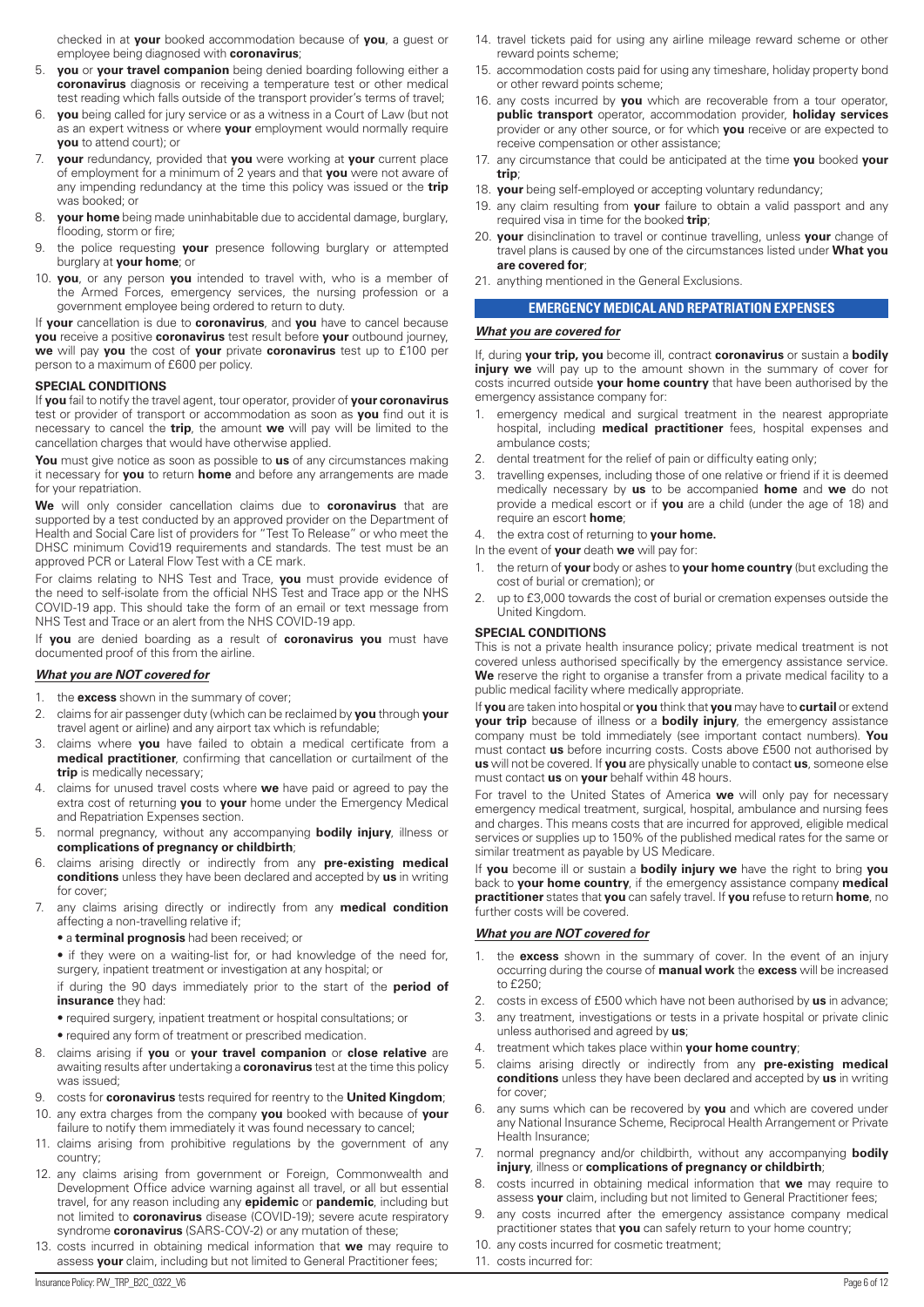checked in at **your** booked accommodation because of **you**, a guest or employee being diagnosed with **coronavirus**;

5. **you** or **your travel companion** being denied boarding following either a **coronavirus** diagnosis or receiving a temperature test or other medical test reading which falls outside of the transport provider's terms of travel;
6. **you** being called for jury service or as a witness in a Court of Law (but not as an expert witness or where **your** employment would normally require **you** to attend court); or
7. **your** redundancy, provided that **you** were working at **your** current place of employment for a minimum of 2 years and that **you** were not aware of any impending redundancy at the time this policy was issued or the **trip** was booked; or
8. **your home** being made uninhabitable due to accidental damage, burglary, flooding, storm or fire;
9. the police requesting **your** presence following burglary or attempted burglary at **your home**; or
10. **you**, or any person **you** intended to travel with, who is a member of the Armed Forces, emergency services, the nursing profession or a government employee being ordered to return to duty.

If **your** cancellation is due to **coronavirus**, and **you** have to cancel because **you** receive a positive **coronavirus** test result before **your** outbound journey, **we** will pay **you** the cost of **your** private **coronavirus** test up to £100 per person to a maximum of £600 per policy.

**SPECIAL CONDITIONS**

If **you** fail to notify the travel agent, tour operator, provider of **your coronavirus** test or provider of transport or accommodation as soon as **you** find out it is necessary to cancel the **trip**, the amount **we** will pay will be limited to the cancellation charges that would have otherwise applied.

**You** must give notice as soon as possible to **us** of any circumstances making it necessary for **you** to return **home** and before any arrangements are made for your repatriation.

**We** will only consider cancellation claims due to **coronavirus** that are supported by a test conducted by an approved provider on the Department of Health and Social Care list of providers for "Test To Release" or who meet the DHSC minimum Covid19 requirements and standards. The test must be an approved PCR or Lateral Flow Test with a CE mark.

For claims relating to NHS Test and Trace, **you** must provide evidence of the need to self-isolate from the official NHS Test and Trace app or the NHS COVID-19 app. This should take the form of an email or text message from NHS Test and Trace or an alert from the NHS COVID-19 app.

If **you** are denied boarding as a result of **coronavirus you** must have documented proof of this from the airline.

***What you are NOT covered for***

1. the **excess** shown in the summary of cover;
2. claims for air passenger duty (which can be reclaimed by **you** through **your** travel agent or airline) and any airport tax which is refundable;
3. claims where **you** have failed to obtain a medical certificate from a **medical practitioner**, confirming that cancellation or curtailment of the **trip** is medically necessary;
4. claims for unused travel costs where **we** have paid or agreed to pay the extra cost of returning **you** to **your** home under the Emergency Medical and Repatriation Expenses section.
5. normal pregnancy, without any accompanying **bodily injury**, illness or **complications of pregnancy or childbirth**;
6. claims arising directly or indirectly from any **pre-existing medical conditions** unless they have been declared and accepted by **us** in writing for cover;
7. any claims arising directly or indirectly from any **medical condition** affecting a non-travelling relative if;
   - a **terminal prognosis** had been received; or
   - if they were on a waiting-list for, or had knowledge of the need for, surgery, inpatient treatment or investigation at any hospital; or

   if during the 90 days immediately prior to the start of the **period of insurance** they had:
   - required surgery, inpatient treatment or hospital consultations; or
   - required any form of treatment or prescribed medication.
8. claims arising if **you** or **your travel companion** or **close relative** are awaiting results after undertaking a **coronavirus** test at the time this policy was issued;
9. costs for **coronavirus** tests required for reentry to the **United Kingdom**;
10. any extra charges from the company **you** booked with because of **your** failure to notify them immediately it was found necessary to cancel;
11. claims arising from prohibitive regulations by the government of any country;
12. any claims arising from government or Foreign, Commonwealth and Development Office advice warning against all travel, or all but essential travel, for any reason including any **epidemic** or **pandemic**, including but not limited to **coronavirus** disease (COVID-19); severe acute respiratory syndrome **coronavirus** (SARS-COV-2) or any mutation of these;
13. costs incurred in obtaining medical information that **we** may require to assess **your** claim, including but not limited to General Practitioner fees;
14. travel tickets paid for using any airline mileage reward scheme or other reward points scheme;
15. accommodation costs paid for using any timeshare, holiday property bond or other reward points scheme;
16. any costs incurred by **you** which are recoverable from a tour operator, **public transport** operator, accommodation provider, **holiday services** provider or any other source, or for which **you** receive or are expected to receive compensation or other assistance;
17. any circumstance that could be anticipated at the time **you** booked **your trip**;
18. **your** being self-employed or accepting voluntary redundancy;
19. any claim resulting from **your** failure to obtain a valid passport and any required visa in time for the booked **trip**;
20. **your** disinclination to travel or continue travelling, unless **your** change of travel plans is caused by one of the circumstances listed under **What you are covered for**;
21. anything mentioned in the General Exclusions.

## EMERGENCY MEDICAL AND REPATRIATION EXPENSES

***What you are covered for***

If, during **your trip, you** become ill, contract **coronavirus** or sustain a **bodily injury we** will pay up to the amount shown in the summary of cover for costs incurred outside **your home country** that have been authorised by the emergency assistance company for:

1. emergency medical and surgical treatment in the nearest appropriate hospital, including **medical practitioner** fees, hospital expenses and ambulance costs;
2. dental treatment for the relief of pain or difficulty eating only;
3. travelling expenses, including those of one relative or friend if it is deemed medically necessary by **us** to be accompanied **home** and **we** do not provide a medical escort or if **you** are a child (under the age of 18) and require an escort **home**;
4. the extra cost of returning to **your home.**

In the event of **your** death **we** will pay for:

1. the return of **your** body or ashes to **your home country** (but excluding the cost of burial or cremation); or
2. up to £3,000 towards the cost of burial or cremation expenses outside the United Kingdom.

**SPECIAL CONDITIONS**

This is not a private health insurance policy; private medical treatment is not covered unless authorised specifically by the emergency assistance service. **We** reserve the right to organise a transfer from a private medical facility to a public medical facility where medically appropriate.

If **you** are taken into hospital or **you** think that **you** may have to **curtail** or extend **your trip** because of illness or a **bodily injury**, the emergency assistance company must be told immediately (see important contact numbers). **You** must contact **us** before incurring costs. Costs above £500 not authorised by **us** will not be covered. If **you** are physically unable to contact **us**, someone else must contact **us** on **your** behalf within 48 hours.

For travel to the United States of America **we** will only pay for necessary emergency medical treatment, surgical, hospital, ambulance and nursing fees and charges. This means costs that are incurred for approved, eligible medical services or supplies up to 150% of the published medical rates for the same or similar treatment as payable by US Medicare.

If **you** become ill or sustain a **bodily injury we** have the right to bring **you** back to **your home country**, if the emergency assistance company **medical practitioner** states that **you** can safely travel. If **you** refuse to return **home**, no further costs will be covered.

***What you are NOT covered for***

1. the **excess** shown in the summary of cover. In the event of an injury occurring during the course of **manual work** the **excess** will be increased to £250;
2. costs in excess of £500 which have not been authorised by **us** in advance;
3. any treatment, investigations or tests in a private hospital or private clinic unless authorised and agreed by **us**;
4. treatment which takes place within **your home country**;
5. claims arising directly or indirectly from any **pre-existing medical conditions** unless they have been declared and accepted by **us** in writing for cover;
6. any sums which can be recovered by **you** and which are covered under any National Insurance Scheme, Reciprocal Health Arrangement or Private Health Insurance;
7. normal pregnancy and/or childbirth, without any accompanying **bodily injury**, illness or **complications of pregnancy or childbirth**;
8. costs incurred in obtaining medical information that **we** may require to assess **your** claim, including but not limited to General Practitioner fees;
9. any costs incurred after the emergency assistance company medical practitioner states that **you** can safely return to your home country;
10. any costs incurred for cosmetic treatment;
11. costs incurred for: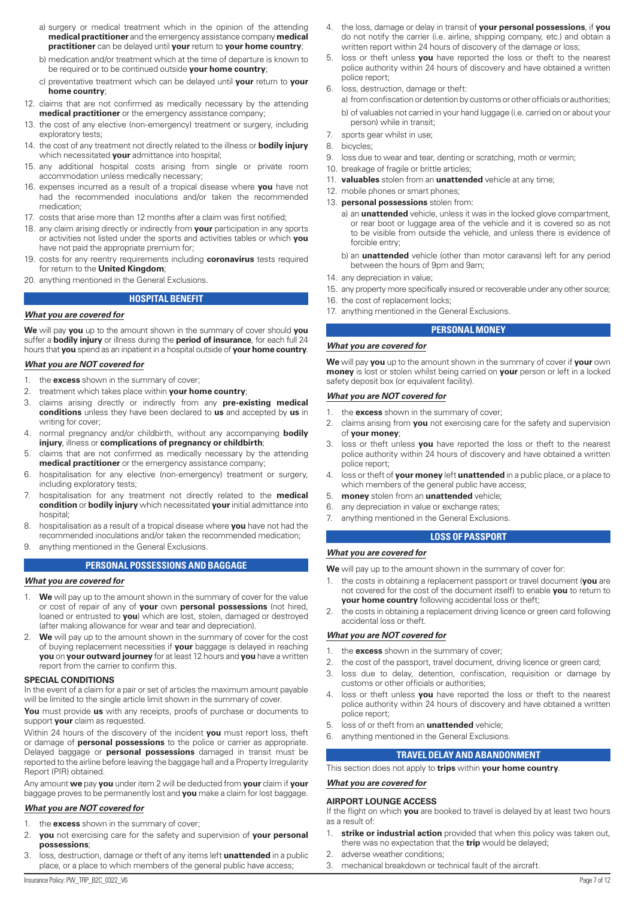a) surgery or medical treatment which in the opinion of the attending **medical practitioner** and the emergency assistance company **medical practitioner** can be delayed until **your** return to **your home country**;

b) medication and/or treatment which at the time of departure is known to be required or to be continued outside **your home country**;

c) preventative treatment which can be delayed until **your** return to **your home country**;

12. claims that are not confirmed as medically necessary by the attending **medical practitioner** or the emergency assistance company;
13. the cost of any elective (non-emergency) treatment or surgery, including exploratory tests;
14. the cost of any treatment not directly related to the illness or **bodily injury** which necessitated **your** admittance into hospital;
15. any additional hospital costs arising from single or private room accommodation unless medically necessary;
16. expenses incurred as a result of a tropical disease where **you** have not had the recommended inoculations and/or taken the recommended medication;
17. costs that arise more than 12 months after a claim was first notified;
18. any claim arising directly or indirectly from **your** participation in any sports or activities not listed under the sports and activities tables or which **you** have not paid the appropriate premium for;
19. costs for any reentry requirements including **coronavirus** tests required for return to the **United Kingdom**;
20. anything mentioned in the General Exclusions.

## HOSPITAL BENEFIT

***What you are covered for***

**We** will pay **you** up to the amount shown in the summary of cover should **you** suffer a **bodily injury** or illness during the **period of insurance**, for each full 24 hours that **you** spend as an inpatient in a hospital outside of **your home country**.

***What you are NOT covered for***

1. the **excess** shown in the summary of cover;
2. treatment which takes place within **your home country**;
3. claims arising directly or indirectly from any **pre-existing medical conditions** unless they have been declared to **us** and accepted by **us** in writing for cover;
4. normal pregnancy and/or childbirth, without any accompanying **bodily injury**, illness or **complications of pregnancy or childbirth**;
5. claims that are not confirmed as medically necessary by the attending **medical practitioner** or the emergency assistance company;
6. hospitalisation for any elective (non-emergency) treatment or surgery, including exploratory tests;
7. hospitalisation for any treatment not directly related to the **medical condition** or **bodily injury** which necessitated **your** initial admittance into hospital;
8. hospitalisation as a result of a tropical disease where **you** have not had the recommended inoculations and/or taken the recommended medication;
9. anything mentioned in the General Exclusions.

## PERSONAL POSSESSIONS AND BAGGAGE

***What you are covered for***

1. **We** will pay up to the amount shown in the summary of cover for the value or cost of repair of any of **your** own **personal possessions** (not hired, loaned or entrusted to **you**) which are lost, stolen, damaged or destroyed (after making allowance for wear and tear and depreciation).
2. **We** will pay up to the amount shown in the summary of cover for the cost of buying replacement necessities if **your** baggage is delayed in reaching **you** on **your outward journey** for at least 12 hours and **you** have a written report from the carrier to confirm this.

**SPECIAL CONDITIONS**

In the event of a claim for a pair or set of articles the maximum amount payable will be limited to the single article limit shown in the summary of cover.

**You** must provide **us** with any receipts, proofs of purchase or documents to support **your** claim as requested.

Within 24 hours of the discovery of the incident **you** must report loss, theft or damage of **personal possessions** to the police or carrier as appropriate. Delayed baggage or **personal possessions** damaged in transit must be reported to the airline before leaving the baggage hall and a Property Irregularity Report (PIR) obtained.

Any amount **we** pay **you** under item 2 will be deducted from **your** claim if **your** baggage proves to be permanently lost and **you** make a claim for lost baggage.

***What you are NOT covered for***

1. the **excess** shown in the summary of cover;
2. **you** not exercising care for the safety and supervision of **your personal possessions**;
3. loss, destruction, damage or theft of any items left **unattended** in a public place, or a place to which members of the general public have access;
4. the loss, damage or delay in transit of **your personal possessions**, if **you** do not notify the carrier (i.e. airline, shipping company, etc.) and obtain a written report within 24 hours of discovery of the damage or loss;
5. loss or theft unless **you** have reported the loss or theft to the nearest police authority within 24 hours of discovery and have obtained a written police report;
6. loss, destruction, damage or theft:
   a) from confiscation or detention by customs or other officials or authorities;
   b) of valuables not carried in your hand luggage (i.e. carried on or about your person) while in transit;
7. sports gear whilst in use;
8. bicycles;
9. loss due to wear and tear, denting or scratching, moth or vermin;
10. breakage of fragile or brittle articles;
11. **valuables** stolen from an **unattended** vehicle at any time;
12. mobile phones or smart phones;
13. **personal possessions** stolen from:
    a) an **unattended** vehicle, unless it was in the locked glove compartment, or rear boot or luggage area of the vehicle and it is covered so as not to be visible from outside the vehicle, and unless there is evidence of forcible entry;
    b) an **unattended** vehicle (other than motor caravans) left for any period between the hours of 9pm and 9am;
14. any depreciation in value;
15. any property more specifically insured or recoverable under any other source;
16. the cost of replacement locks;
17. anything mentioned in the General Exclusions.

## PERSONAL MONEY

***What you are covered for***

**We** will pay **you** up to the amount shown in the summary of cover if **your** own **money** is lost or stolen whilst being carried on **your** person or left in a locked safety deposit box (or equivalent facility).

***What you are NOT covered for***

1. the **excess** shown in the summary of cover;
2. claims arising from **you** not exercising care for the safety and supervision of **your money**;
3. loss or theft unless **you** have reported the loss or theft to the nearest police authority within 24 hours of discovery and have obtained a written police report;
4. loss or theft of **your money** left **unattended** in a public place, or a place to which members of the general public have access;
5. **money** stolen from an **unattended** vehicle;
6. any depreciation in value or exchange rates;
7. anything mentioned in the General Exclusions.

## LOSS OF PASSPORT

***What you are covered for***

**We** will pay up to the amount shown in the summary of cover for:

1. the costs in obtaining a replacement passport or travel document (**you** are not covered for the cost of the document itself) to enable **you** to return to **your home country** following accidental loss or theft;
2. the costs in obtaining a replacement driving licence or green card following accidental loss or theft.

***What you are NOT covered for***

1. the **excess** shown in the summary of cover;
2. the cost of the passport, travel document, driving licence or green card;
3. loss due to delay, detention, confiscation, requisition or damage by customs or other officials or authorities;
4. loss or theft unless **you** have reported the loss or theft to the nearest police authority within 24 hours of discovery and have obtained a written police report;
5. loss of or theft from an **unattended** vehicle;
6. anything mentioned in the General Exclusions.

## TRAVEL DELAY AND ABANDONMENT

This section does not apply to **trips** within **your home country**.

***What you are covered for***

**AIRPORT LOUNGE ACCESS**

If the flight on which **you** are booked to travel is delayed by at least two hours as a result of:

1. **strike or industrial action** provided that when this policy was taken out, there was no expectation that the **trip** would be delayed;
2. adverse weather conditions;
3. mechanical breakdown or technical fault of the aircraft.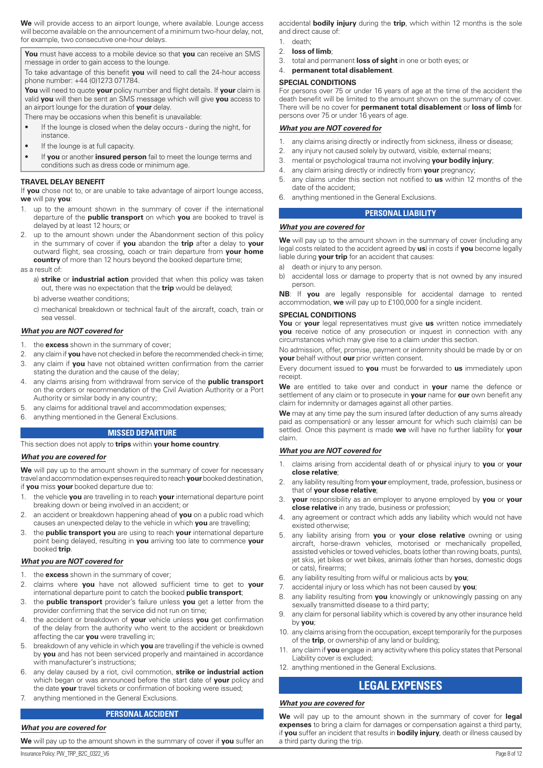**We** will provide access to an airport lounge, where available. Lounge access will become available on the announcement of a minimum two-hour delay, not, for example, two consecutive one-hour delays.

**You** must have access to a mobile device so that **you** can receive an SMS message in order to gain access to the lounge.

To take advantage of this benefit **you** will need to call the 24-hour access phone number: +44 (0)1273 071784.

**You** will need to quote **your** policy number and flight details. If **your** claim is valid **you** will then be sent an SMS message which will give **you** access to an airport lounge for the duration of **your** delay.

There may be occasions when this benefit is unavailable:

- If the lounge is closed when the delay occurs - during the night, for instance.
- If the lounge is at full capacity.
- If **you** or another **insured person** fail to meet the lounge terms and conditions such as dress code or minimum age.

### TRAVEL DELAY BENEFIT

If **you** chose not to, or are unable to take advantage of airport lounge access, **we** will pay **you**:

1. up to the amount shown in the summary of cover if the international departure of the **public transport** on which **you** are booked to travel is delayed by at least 12 hours; or
2. up to the amount shown under the Abandonment section of this policy in the summary of cover if **you** abandon the **trip** after a delay to **your** outward flight, sea crossing, coach or train departure from **your home country** of more than 12 hours beyond the booked departure time;

as a result of:

a) **strike** or **industrial action** provided that when this policy was taken out, there was no expectation that the **trip** would be delayed;

b) adverse weather conditions;

c) mechanical breakdown or technical fault of the aircraft, coach, train or sea vessel.

#### *What you are NOT covered for*

1. the **excess** shown in the summary of cover;
2. any claim if **you** have not checked in before the recommended check-in time;
3. any claim if **you** have not obtained written confirmation from the carrier stating the duration and the cause of the delay;
4. any claims arising from withdrawal from service of the **public transport** on the orders or recommendation of the Civil Aviation Authority or a Port Authority or similar body in any country;
5. any claims for additional travel and accommodation expenses;
6. anything mentioned in the General Exclusions.

## MISSED DEPARTURE

This section does not apply to **trips** within **your home country**.

#### *What you are covered for*

**We** will pay up to the amount shown in the summary of cover for necessary travel and accommodation expenses required to reach **your** booked destination, if **you** miss **your** booked departure due to:

1. the vehicle **you** are travelling in to reach **your** international departure point breaking down or being involved in an accident; or
2. an accident or breakdown happening ahead of **you** on a public road which causes an unexpected delay to the vehicle in which **you** are travelling;
3. the **public transport you** are using to reach **your** international departure point being delayed, resulting in **you** arriving too late to commence **your** booked **trip**.

#### *What you are NOT covered for*

1. the **excess** shown in the summary of cover;
2. claims where **you** have not allowed sufficient time to get to **your** international departure point to catch the booked **public transport**;
3. the **public transport** provider's failure unless **you** get a letter from the provider confirming that the service did not run on time;
4. the accident or breakdown of **your** vehicle unless **you** get confirmation of the delay from the authority who went to the accident or breakdown affecting the car **you** were travelling in;
5. breakdown of any vehicle in which **you** are travelling if the vehicle is owned by **you** and has not been serviced properly and maintained in accordance with manufacturer's instructions;
6. any delay caused by a riot, civil commotion, **strike or industrial action** which began or was announced before the start date of **your** policy and the date **your** travel tickets or confirmation of booking were issued;
7. anything mentioned in the General Exclusions.

## PERSONAL ACCIDENT

#### *What you are covered for*

**We** will pay up to the amount shown in the summary of cover if **you** suffer an accidental **bodily injury** during the **trip**, which within 12 months is the sole and direct cause of:

1. death;
2. **loss of limb**;
3. total and permanent **loss of sight** in one or both eyes; or
4. **permanent total disablement**.

### SPECIAL CONDITIONS

For persons over 75 or under 16 years of age at the time of the accident the death benefit will be limited to the amount shown on the summary of cover. There will be no cover for **permanent total disablement** or **loss of limb** for persons over 75 or under 16 years of age.

#### *What you are NOT covered for*

1. any claims arising directly or indirectly from sickness, illness or disease;
2. any injury not caused solely by outward, visible, external means;
3. mental or psychological trauma not involving **your bodily injury**;
4. any claim arising directly or indirectly from **your** pregnancy;
5. any claims under this section not notified to **us** within 12 months of the date of the accident;
6. anything mentioned in the General Exclusions.

## PERSONAL LIABILITY

#### *What you are covered for*

**We** will pay up to the amount shown in the summary of cover (including any legal costs related to the accident agreed by **us**) in costs if **you** become legally liable during **your trip** for an accident that causes:

a) death or injury to any person.

b) accidental loss or damage to property that is not owned by any insured person.

**NB**: If **you** are legally responsible for accidental damage to rented accommodation, **we** will pay up to £100,000 for a single incident.

### SPECIAL CONDITIONS

**You** or **your** legal representatives must give **us** written notice immediately **you** receive notice of any prosecution or inquest in connection with any circumstances which may give rise to a claim under this section.

No admission, offer, promise, payment or indemnity should be made by or on **your** behalf without **our** prior written consent.

Every document issued to **you** must be forwarded to **us** immediately upon receipt.

**We** are entitled to take over and conduct in **your** name the defence or settlement of any claim or to prosecute in **your** name for **our** own benefit any claim for indemnity or damages against all other parties.

**We** may at any time pay the sum insured (after deduction of any sums already paid as compensation) or any lesser amount for which such claim(s) can be settled. Once this payment is made **we** will have no further liability for **your** claim.

#### *What you are NOT covered for*

1. claims arising from accidental death of or physical injury to **you** or **your close relative**;
2. any liability resulting from **your** employment, trade, profession, business or that of **your close relative**;
3. **your** responsibility as an employer to anyone employed by **you** or **your close relative** in any trade, business or profession;
4. any agreement or contract which adds any liability which would not have existed otherwise;
5. any liability arising from **you** or **your close relative** owning or using aircraft, horse-drawn vehicles, motorised or mechanically propelled, assisted vehicles or towed vehicles, boats (other than rowing boats, punts), jet skis, jet bikes or wet bikes, animals (other than horses, domestic dogs or cats), firearms;
6. any liability resulting from wilful or malicious acts by **you**;
7. accidental injury or loss which has not been caused by **you**;
8. any liability resulting from **you** knowingly or unknowingly passing on any sexually transmitted disease to a third party;
9. any claim for personal liability which is covered by any other insurance held by **you**;
10. any claims arising from the occupation, except temporarily for the purposes of the **trip**, or ownership of any land or building;
11. any claim if **you** engage in any activity where this policy states that Personal Liability cover is excluded;
12. anything mentioned in the General Exclusions.

## LEGAL EXPENSES

#### *What you are covered for*

**We** will pay up to the amount shown in the summary of cover for **legal expenses** to bring a claim for damages or compensation against a third party, if **you** suffer an incident that results in **bodily injury**, death or illness caused by a third party during the trip.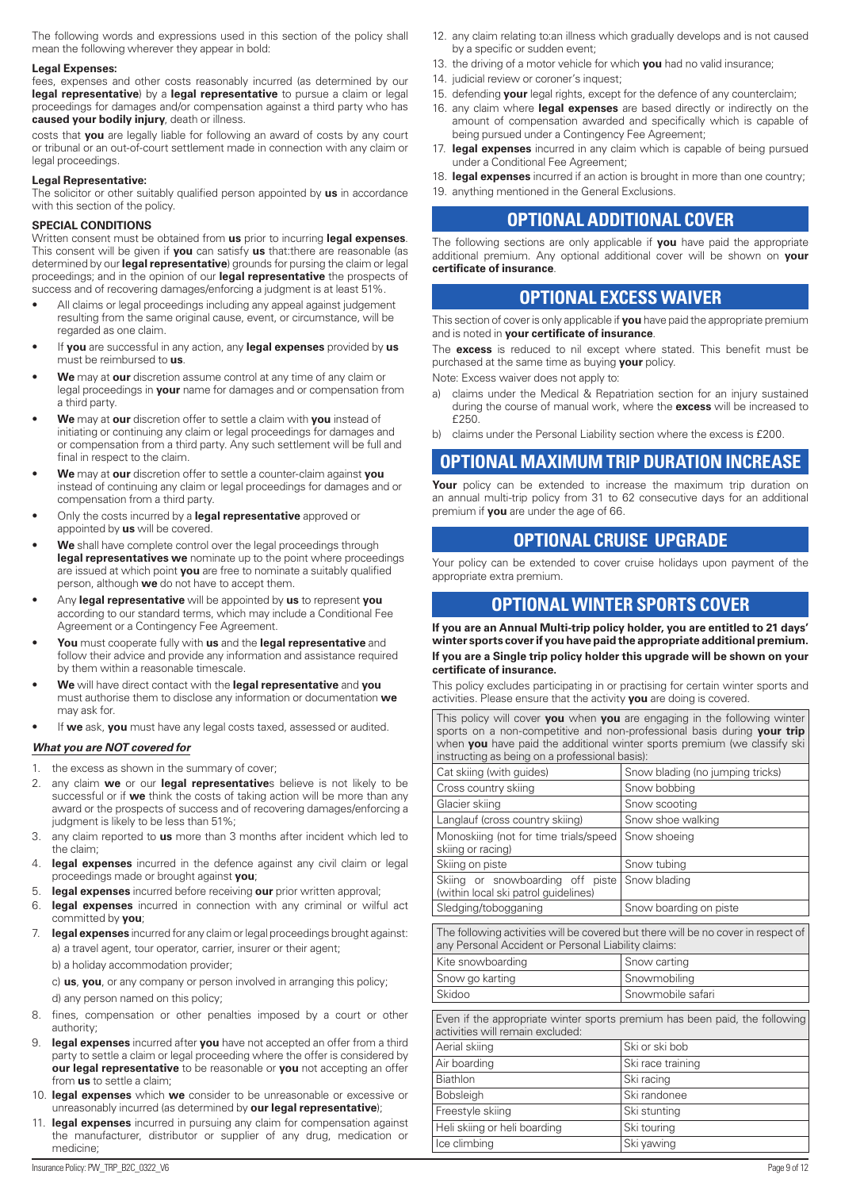The following words and expressions used in this section of the policy shall mean the following wherever they appear in bold:

**Legal Expenses:**
fees, expenses and other costs reasonably incurred (as determined by our **legal representative**) by a **legal representative** to pursue a claim or legal proceedings for damages and/or compensation against a third party who has **caused your bodily injury**, death or illness.

costs that **you** are legally liable for following an award of costs by any court or tribunal or an out-of-court settlement made in connection with any claim or legal proceedings.

**Legal Representative:**
The solicitor or other suitably qualified person appointed by **us** in accordance with this section of the policy.

**SPECIAL CONDITIONS**
Written consent must be obtained from **us** prior to incurring **legal expenses**. This consent will be given if **you** can satisfy **us** that:there are reasonable (as determined by our **legal representative**) grounds for pursing the claim or legal proceedings; and in the opinion of our **legal representative** the prospects of success and of recovering damages/enforcing a judgment is at least 51%.

- All claims or legal proceedings including any appeal against judgement resulting from the same original cause, event, or circumstance, will be regarded as one claim.
- If **you** are successful in any action, any **legal expenses** provided by **us** must be reimbursed to **us**.
- **We** may at **our** discretion assume control at any time of any claim or legal proceedings in **your** name for damages and or compensation from a third party.
- **We** may at **our** discretion offer to settle a claim with **you** instead of initiating or continuing any claim or legal proceedings for damages and or compensation from a third party. Any such settlement will be full and final in respect to the claim.
- **We** may at **our** discretion offer to settle a counter-claim against **you** instead of continuing any claim or legal proceedings for damages and or compensation from a third party.
- Only the costs incurred by a **legal representative** approved or appointed by **us** will be covered.
- **We** shall have complete control over the legal proceedings through **legal representatives we** nominate up to the point where proceedings are issued at which point **you** are free to nominate a suitably qualified person, although **we** do not have to accept them.
- Any **legal representative** will be appointed by **us** to represent **you** according to our standard terms, which may include a Conditional Fee Agreement or a Contingency Fee Agreement.
- **You** must cooperate fully with **us** and the **legal representative** and follow their advice and provide any information and assistance required by them within a reasonable timescale.
- **We** will have direct contact with the **legal representative** and **you** must authorise them to disclose any information or documentation **we** may ask for.
- If **we** ask, **you** must have any legal costs taxed, assessed or audited.

***What you are NOT covered for***

1. the excess as shown in the summary of cover;
2. any claim **we** or our **legal representative**s believe is not likely to be successful or if **we** think the costs of taking action will be more than any award or the prospects of success and of recovering damages/enforcing a judgment is likely to be less than 51%;
3. any claim reported to **us** more than 3 months after incident which led to the claim;
4. **legal expenses** incurred in the defence against any civil claim or legal proceedings made or brought against **you**;
5. **legal expenses** incurred before receiving **our** prior written approval;
6. **legal expenses** incurred in connection with any criminal or wilful act committed by **you**;
7. **legal expenses** incurred for any claim or legal proceedings brought against:
   a) a travel agent, tour operator, carrier, insurer or their agent;
   b) a holiday accommodation provider;
   c) **us**, **you**, or any company or person involved in arranging this policy;
   d) any person named on this policy;
8. fines, compensation or other penalties imposed by a court or other authority;
9. **legal expenses** incurred after **you** have not accepted an offer from a third party to settle a claim or legal proceeding where the offer is considered by **our legal representative** to be reasonable or **you** not accepting an offer from **us** to settle a claim;
10. **legal expenses** which **we** consider to be unreasonable or excessive or unreasonably incurred (as determined by **our legal representative**);
11. **legal expenses** incurred in pursuing any claim for compensation against the manufacturer, distributor or supplier of any drug, medication or medicine;
12. any claim relating to:an illness which gradually develops and is not caused by a specific or sudden event;
13. the driving of a motor vehicle for which **you** had no valid insurance;
14. judicial review or coroner's inquest;
15. defending **your** legal rights, except for the defence of any counterclaim;
16. any claim where **legal expenses** are based directly or indirectly on the amount of compensation awarded and specifically which is capable of being pursued under a Contingency Fee Agreement;
17. **legal expenses** incurred in any claim which is capable of being pursued under a Conditional Fee Agreement;
18. **legal expenses** incurred if an action is brought in more than one country;
19. anything mentioned in the General Exclusions.

## OPTIONAL ADDITIONAL COVER

The following sections are only applicable if **you** have paid the appropriate additional premium. Any optional additional cover will be shown on **your certificate of insurance**.

## OPTIONAL EXCESS WAIVER

This section of cover is only applicable if **you** have paid the appropriate premium and is noted in **your certificate of insurance**.

The **excess** is reduced to nil except where stated. This benefit must be purchased at the same time as buying **your** policy.

Note: Excess waiver does not apply to:

a) claims under the Medical & Repatriation section for an injury sustained during the course of manual work, where the **excess** will be increased to £250.
b) claims under the Personal Liability section where the excess is £200.

## OPTIONAL MAXIMUM TRIP DURATION INCREASE

**Your** policy can be extended to increase the maximum trip duration on an annual multi-trip policy from 31 to 62 consecutive days for an additional premium if **you** are under the age of 66.

## OPTIONAL CRUISE UPGRADE

Your policy can be extended to cover cruise holidays upon payment of the appropriate extra premium.

## OPTIONAL WINTER SPORTS COVER

**If you are an Annual Multi-trip policy holder, you are entitled to 21 days' winter sports cover if you have paid the appropriate additional premium.**

**If you are a Single trip policy holder this upgrade will be shown on your certificate of insurance.**

This policy excludes participating in or practising for certain winter sports and activities. Please ensure that the activity **you** are doing is covered.

| This policy will cover **you** when **you** are engaging in the following winter sports on a non-competitive and non-professional basis during **your trip** when **you** have paid the additional winter sports premium (we classify ski instructing as being on a professional basis): | |
|---|---|
| Cat skiing (with guides) | Snow blading (no jumping tricks) |
| Cross country skiing | Snow bobbing |
| Glacier skiing | Snow scooting |
| Langlauf (cross country skiing) | Snow shoe walking |
| Monoskiing (not for time trials/speed skiing or racing) | Snow shoeing |
| Skiing on piste | Snow tubing |
| Skiing or snowboarding off piste (within local ski patrol guidelines) | Snow blading |
| Sledging/tobogganing | Snow boarding on piste |

| The following activities will be covered but there will be no cover in respect of any Personal Accident or Personal Liability claims: | |
|---|---|
| Kite snowboarding | Snow carting |
| Snow go karting | Snowmobiling |
| Skidoo | Snowmobile safari |

| Even if the appropriate winter sports premium has been paid, the following activities will remain excluded: | |
|---|---|
| Aerial skiing | Ski or ski bob |
| Air boarding | Ski race training |
| Biathlon | Ski racing |
| Bobsleigh | Ski randonee |
| Freestyle skiing | Ski stunting |
| Heli skiing or heli boarding | Ski touring |
| Ice climbing | Ski yawing |

Insurance Policy: PW_TRP_B2C_0322_V6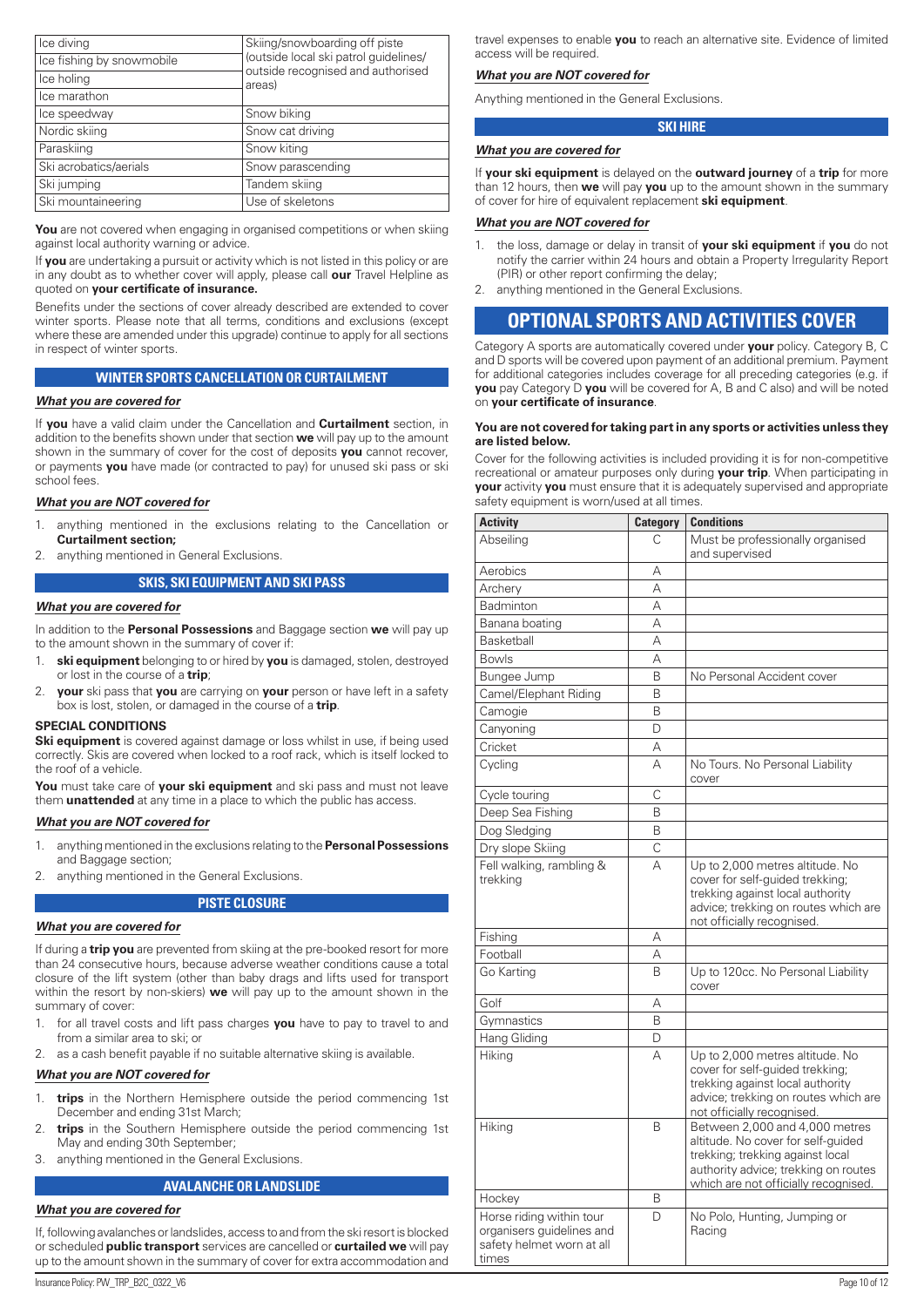| Ice diving | Skiing/snowboarding off piste (outside local ski patrol guidelines/ outside recognised and authorised areas) |
|---|---|
| Ice fishing by snowmobile | |
| Ice holing | |
| Ice marathon | |
| Ice speedway | Snow biking |
| Nordic skiing | Snow cat driving |
| Paraskiing | Snow kiting |
| Ski acrobatics/aerials | Snow parascending |
| Ski jumping | Tandem skiing |
| Ski mountaineering | Use of skeletons |

**You** are not covered when engaging in organised competitions or when skiing against local authority warning or advice.

If **you** are undertaking a pursuit or activity which is not listed in this policy or are in any doubt as to whether cover will apply, please call **our** Travel Helpline as quoted on **your certificate of insurance.**

Benefits under the sections of cover already described are extended to cover winter sports. Please note that all terms, conditions and exclusions (except where these are amended under this upgrade) continue to apply for all sections in respect of winter sports.

### WINTER SPORTS CANCELLATION OR CURTAILMENT

***What you are covered for***

If **you** have a valid claim under the Cancellation and **Curtailment** section, in addition to the benefits shown under that section **we** will pay up to the amount shown in the summary of cover for the cost of deposits **you** cannot recover, or payments **you** have made (or contracted to pay) for unused ski pass or ski school fees.

***What you are NOT covered for***

1. anything mentioned in the exclusions relating to the Cancellation or **Curtailment section;**
2. anything mentioned in General Exclusions.

### SKIS, SKI EQUIPMENT AND SKI PASS

***What you are covered for***

In addition to the **Personal Possessions** and Baggage section **we** will pay up to the amount shown in the summary of cover if:

1. **ski equipment** belonging to or hired by **you** is damaged, stolen, destroyed or lost in the course of a **trip**;
2. **your** ski pass that **you** are carrying on **your** person or have left in a safety box is lost, stolen, or damaged in the course of a **trip**.

**SPECIAL CONDITIONS**

**Ski equipment** is covered against damage or loss whilst in use, if being used correctly. Skis are covered when locked to a roof rack, which is itself locked to the roof of a vehicle.

**You** must take care of **your ski equipment** and ski pass and must not leave them **unattended** at any time in a place to which the public has access.

***What you are NOT covered for***

1. anything mentioned in the exclusions relating to the **Personal Possessions** and Baggage section;
2. anything mentioned in the General Exclusions.

### PISTE CLOSURE

***What you are covered for***

If during a **trip you** are prevented from skiing at the pre-booked resort for more than 24 consecutive hours, because adverse weather conditions cause a total closure of the lift system (other than baby drags and lifts used for transport within the resort by non-skiers) **we** will pay up to the amount shown in the summary of cover:

1. for all travel costs and lift pass charges **you** have to pay to travel to and from a similar area to ski; or
2. as a cash benefit payable if no suitable alternative skiing is available.

***What you are NOT covered for***

1. **trips** in the Northern Hemisphere outside the period commencing 1st December and ending 31st March;
2. **trips** in the Southern Hemisphere outside the period commencing 1st May and ending 30th September;
3. anything mentioned in the General Exclusions.

### AVALANCHE OR LANDSLIDE

***What you are covered for***

If, following avalanches or landslides, access to and from the ski resort is blocked or scheduled **public transport** services are cancelled or **curtailed we** will pay up to the amount shown in the summary of cover for extra accommodation and travel expenses to enable **you** to reach an alternative site. Evidence of limited access will be required.

***What you are NOT covered for***

Anything mentioned in the General Exclusions.

### SKI HIRE

***What you are covered for***

If **your ski equipment** is delayed on the **outward journey** of a **trip** for more than 12 hours, then **we** will pay **you** up to the amount shown in the summary of cover for hire of equivalent replacement **ski equipment**.

***What you are NOT covered for***

1. the loss, damage or delay in transit of **your ski equipment** if **you** do not notify the carrier within 24 hours and obtain a Property Irregularity Report (PIR) or other report confirming the delay;
2. anything mentioned in the General Exclusions.

## OPTIONAL SPORTS AND ACTIVITIES COVER

Category A sports are automatically covered under **your** policy. Category B, C and D sports will be covered upon payment of an additional premium. Payment for additional categories includes coverage for all preceding categories (e.g. if **you** pay Category D **you** will be covered for A, B and C also) and will be noted on **your certificate of insurance**.

**You are not covered for taking part in any sports or activities unless they are listed below.**

Cover for the following activities is included providing it is for non-competitive recreational or amateur purposes only during **your trip**. When participating in **your** activity **you** must ensure that it is adequately supervised and appropriate safety equipment is worn/used at all times.

| Activity | Category | Conditions |
|---|---|---|
| Abseiling | C | Must be professionally organised and supervised |
| Aerobics | A | |
| Archery | A | |
| Badminton | A | |
| Banana boating | A | |
| Basketball | A | |
| Bowls | A | |
| Bungee Jump | B | No Personal Accident cover |
| Camel/Elephant Riding | B | |
| Camogie | B | |
| Canyoning | D | |
| Cricket | A | |
| Cycling | A | No Tours. No Personal Liability cover |
| Cycle touring | C | |
| Deep Sea Fishing | B | |
| Dog Sledging | B | |
| Dry slope Skiing | C | |
| Fell walking, rambling & trekking | A | Up to 2,000 metres altitude. No cover for self-guided trekking; trekking against local authority advice; trekking on routes which are not officially recognised. |
| Fishing | A | |
| Football | A | |
| Go Karting | B | Up to 120cc. No Personal Liability cover |
| Golf | A | |
| Gymnastics | B | |
| Hang Gliding | D | |
| Hiking | A | Up to 2,000 metres altitude. No cover for self-guided trekking; trekking against local authority advice; trekking on routes which are not officially recognised. |
| Hiking | B | Between 2,000 and 4,000 metres altitude. No cover for self-guided trekking; trekking against local authority advice; trekking on routes which are not officially recognised. |
| Hockey | B | |
| Horse riding within tour organisers guidelines and safety helmet worn at all times | D | No Polo, Hunting, Jumping or Racing |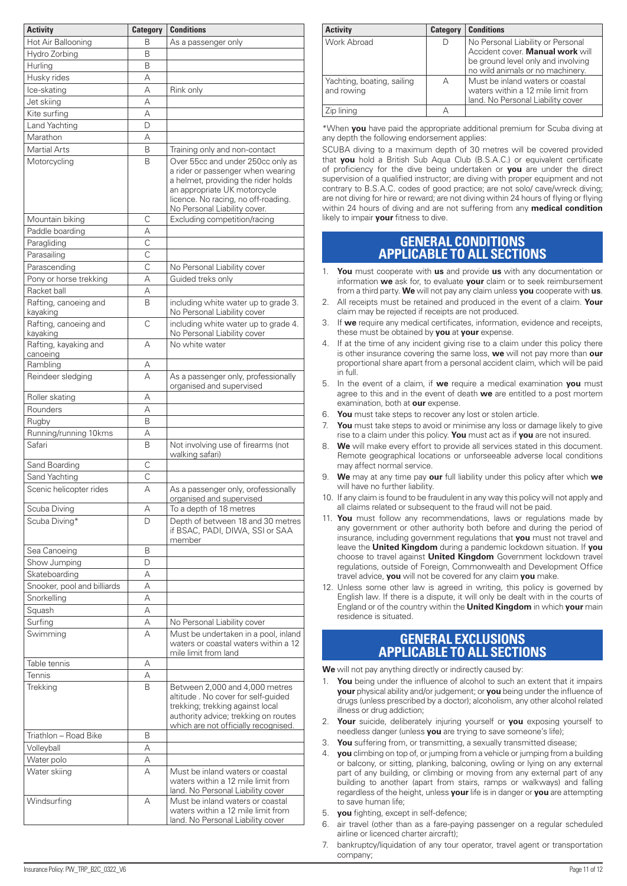| Activity | Category | Conditions |
|---|---|---|
| Hot Air Ballooning | B | As a passenger only |
| Hydro Zorbing | B | |
| Hurling | B | |
| Husky rides | A | |
| Ice-skating | A | Rink only |
| Jet skiing | A | |
| Kite surfing | A | |
| Land Yachting | D | |
| Marathon | A | |
| Martial Arts | B | Training only and non-contact |
| Motorcycling | B | Over 55cc and under 250cc only as a rider or passenger when wearing a helmet, providing the rider holds an appropriate UK motorcycle licence. No racing, no off-roading. No Personal Liability cover. |
| Mountain biking | C | Excluding competition/racing |
| Paddle boarding | A | |
| Paragliding | C | |
| Parasailing | C | |
| Parascending | C | No Personal Liability cover |
| Pony or horse trekking | A | Guided treks only |
| Racket ball | A | |
| Rafting, canoeing and kayaking | B | including white water up to grade 3. No Personal Liability cover |
| Rafting, canoeing and kayaking | C | including white water up to grade 4. No Personal Liability cover |
| Rafting, kayaking and canoeing | A | No white water |
| Rambling | A | |
| Reindeer sledging | A | As a passenger only, professionally organised and supervised |
| Roller skating | A | |
| Rounders | A | |
| Rugby | B | |
| Running/running 10kms | A | |
| Safari | B | Not involving use of firearms (not walking safari) |
| Sand Boarding | C | |
| Sand Yachting | C | |
| Scenic helicopter rides | A | As a passenger only, orofessionally organised and supervised |
| Scuba Diving | A | To a depth of 18 metres |
| Scuba Diving* | D | Depth of between 18 and 30 metres if BSAC, PADI, DIWA, SSI or SAA member |
| Sea Canoeing | B | |
| Show Jumping | D | |
| Skateboarding | A | |
| Snooker, pool and billiards | A | |
| Snorkelling | A | |
| Squash | A | |
| Surfing | A | No Personal Liability cover |
| Swimming | A | Must be undertaken in a pool, inland waters or coastal waters within a 12 mile limit from land |
| Table tennis | A | |
| Tennis | A | |
| Trekking | B | Between 2,000 and 4,000 metres altitude . No cover for self-guided trekking; trekking against local authority advice; trekking on routes which are not officially recognised. |
| Triathlon – Road Bike | B | |
| Volleyball | A | |
| Water polo | A | |
| Water skiing | A | Must be inland waters or coastal waters within a 12 mile limit from land. No Personal Liability cover |
| Windsurfing | A | Must be inland waters or coastal waters within a 12 mile limit from land. No Personal Liability cover |
| Work Abroad | D | No Personal Liability or Personal Accident cover. **Manual work** will be ground level only and involving no wild animals or no machinery. |
| Yachting, boating, sailing and rowing | A | Must be inland waters or coastal waters within a 12 mile limit from land. No Personal Liability cover |
| Zip lining | A | |

*When **you** have paid the appropriate additional premium for Scuba diving at any depth the following endorsement applies:

SCUBA diving to a maximum depth of 30 metres will be covered provided that **you** hold a British Sub Aqua Club (B.S.A.C.) or equivalent certificate of proficiency for the dive being undertaken or **you** are under the direct supervision of a qualified instructor; are diving with proper equipment and not contrary to B.S.A.C. codes of good practice; are not solo/ cave/wreck diving; are not diving for hire or reward; are not diving within 24 hours of flying or flying within 24 hours of diving and are not suffering from any **medical condition** likely to impair **your** fitness to dive.

## GENERAL CONDITIONS APPLICABLE TO ALL SECTIONS

1. **You** must cooperate with **us** and provide **us** with any documentation or information **we** ask for, to evaluate **your** claim or to seek reimbursement from a third party. **We** will not pay any claim unless **you** cooperate with **us**.
2. All receipts must be retained and produced in the event of a claim. **Your** claim may be rejected if receipts are not produced.
3. If **we** require any medical certificates, information, evidence and receipts, these must be obtained by **you** at **your** expense.
4. If at the time of any incident giving rise to a claim under this policy there is other insurance covering the same loss, **we** will not pay more than **our** proportional share apart from a personal accident claim, which will be paid in full.
5. In the event of a claim, if **we** require a medical examination **you** must agree to this and in the event of death **we** are entitled to a post mortem examination, both at **our** expense.
6. **You** must take steps to recover any lost or stolen article.
7. **You** must take steps to avoid or minimise any loss or damage likely to give rise to a claim under this policy. **You** must act as if **you** are not insured.
8. **We** will make every effort to provide all services stated in this document. Remote geographical locations or unforseeable adverse local conditions may affect normal service.
9. **We** may at any time pay **our** full liability under this policy after which **we** will have no further liability.
10. If any claim is found to be fraudulent in any way this policy will not apply and all claims related or subsequent to the fraud will not be paid.
11. **You** must follow any recommendations, laws or regulations made by any government or other authority both before and during the period of insurance, including government regulations that **you** must not travel and leave the **United Kingdom** during a pandemic lockdown situation. If **you** choose to travel against **United Kingdom** Government lockdown travel regulations, outside of Foreign, Commonwealth and Development Office travel advice, **you** will not be covered for any claim **you** make.
12. Unless some other law is agreed in writing, this policy is governed by English law. If there is a dispute, it will only be dealt with in the courts of England or of the country within the **United Kingdom** in which **your** main residence is situated.

## GENERAL EXCLUSIONS APPLICABLE TO ALL SECTIONS

**We** will not pay anything directly or indirectly caused by:

1. **You** being under the influence of alcohol to such an extent that it impairs **your** physical ability and/or judgement; or **you** being under the influence of drugs (unless prescribed by a doctor); alcoholism, any other alcohol related illness or drug addiction;
2. **Your** suicide, deliberately injuring yourself or **you** exposing yourself to needless danger (unless **you** are trying to save someone's life);
3. **You** suffering from, or transmitting, a sexually transmitted disease;
4. **you** climbing on top of, or jumping from a vehicle or jumping from a building or balcony, or sitting, planking, balconing, owling or lying on any external part of any building, or climbing or moving from any external part of any building to another (apart from stairs, ramps or walkways) and falling regardless of the height, unless **your** life is in danger or **you** are attempting to save human life;
5. **you** fighting, except in self-defence;
6. air travel (other than as a fare-paying passenger on a regular scheduled airline or licenced charter aircraft);
7. bankruptcy/liquidation of any tour operator, travel agent or transportation company;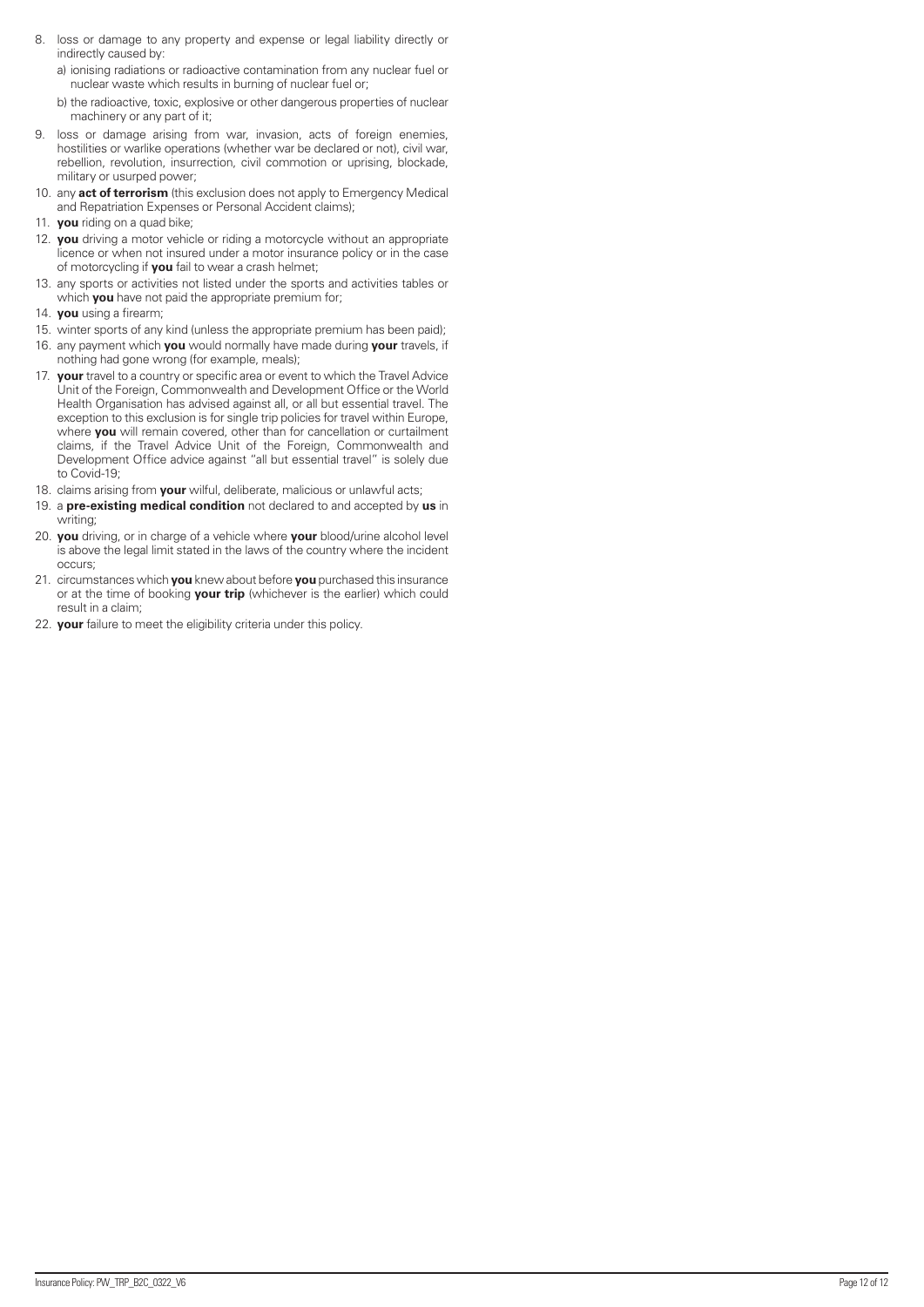8. loss or damage to any property and expense or legal liability directly or indirectly caused by:
   a) ionising radiations or radioactive contamination from any nuclear fuel or nuclear waste which results in burning of nuclear fuel or;
   b) the radioactive, toxic, explosive or other dangerous properties of nuclear machinery or any part of it;
9. loss or damage arising from war, invasion, acts of foreign enemies, hostilities or warlike operations (whether war be declared or not), civil war, rebellion, revolution, insurrection, civil commotion or uprising, blockade, military or usurped power;
10. any **act of terrorism** (this exclusion does not apply to Emergency Medical and Repatriation Expenses or Personal Accident claims);
11. **you** riding on a quad bike;
12. **you** driving a motor vehicle or riding a motorcycle without an appropriate licence or when not insured under a motor insurance policy or in the case of motorcycling if **you** fail to wear a crash helmet;
13. any sports or activities not listed under the sports and activities tables or which **you** have not paid the appropriate premium for;
14. **you** using a firearm;
15. winter sports of any kind (unless the appropriate premium has been paid);
16. any payment which **you** would normally have made during **your** travels, if nothing had gone wrong (for example, meals);
17. **your** travel to a country or specific area or event to which the Travel Advice Unit of the Foreign, Commonwealth and Development Office or the World Health Organisation has advised against all, or all but essential travel. The exception to this exclusion is for single trip policies for travel within Europe, where **you** will remain covered, other than for cancellation or curtailment claims, if the Travel Advice Unit of the Foreign, Commonwealth and Development Office advice against "all but essential travel" is solely due to Covid-19;
18. claims arising from **your** wilful, deliberate, malicious or unlawful acts;
19. a **pre-existing medical condition** not declared to and accepted by **us** in writing;
20. **you** driving, or in charge of a vehicle where **your** blood/urine alcohol level is above the legal limit stated in the laws of the country where the incident occurs;
21. circumstances which **you** knew about before **you** purchased this insurance or at the time of booking **your trip** (whichever is the earlier) which could result in a claim;
22. **your** failure to meet the eligibility criteria under this policy.

Insurance Policy: PW_TRP_B2C_0322_V6